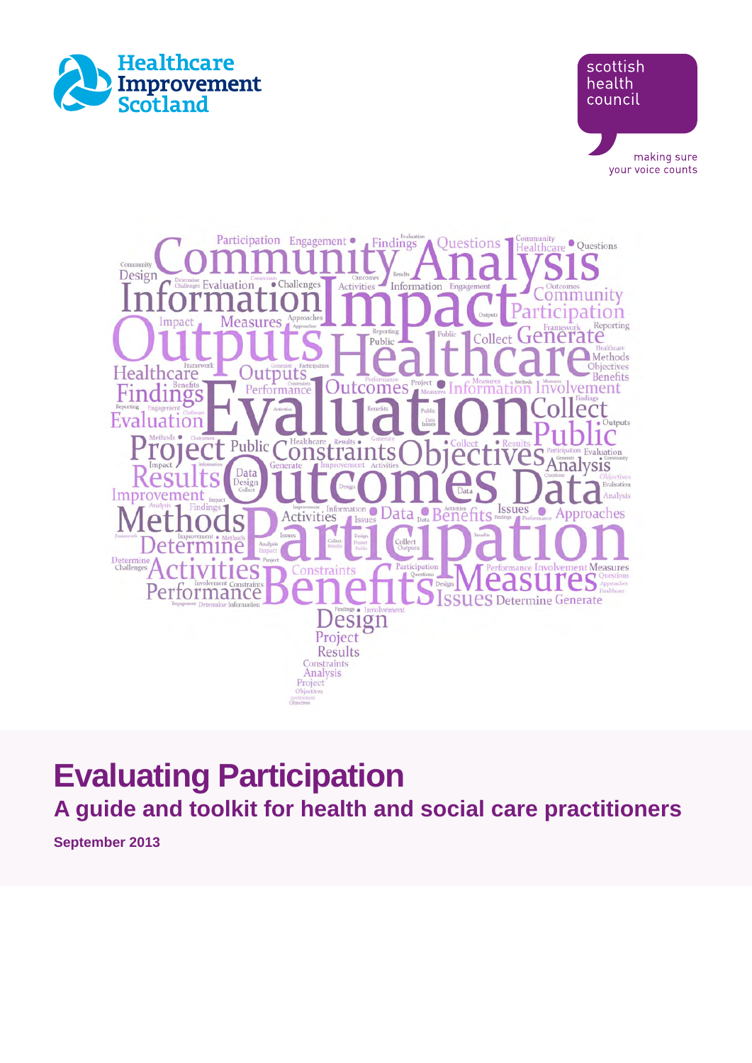Healthcare Improvement Scotland

scottish health council

making sure your voice counts

# Evaluating Participation

## A guide and toolkit for health and social care practitioners

**September 2013**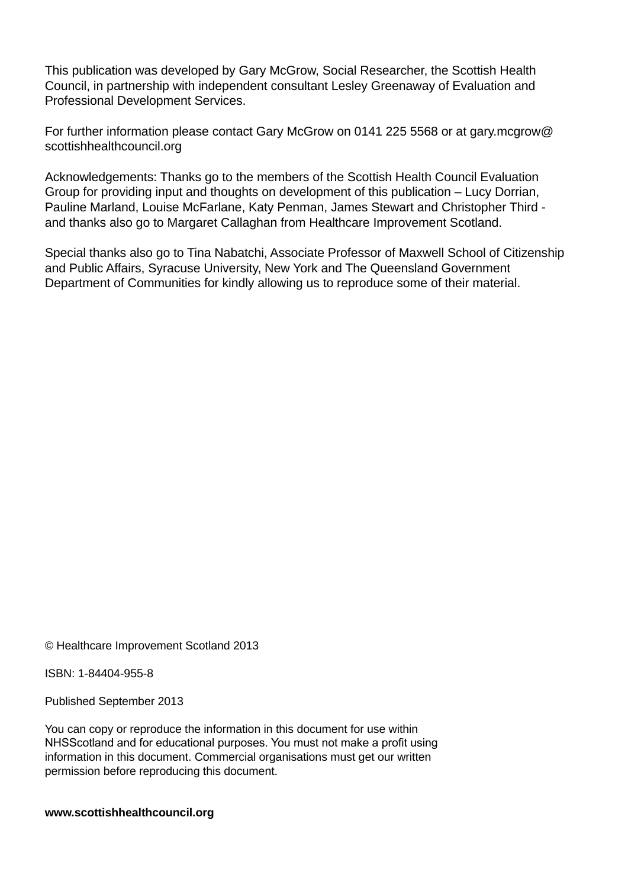This publication was developed by Gary McGrow, Social Researcher, the Scottish Health Council, in partnership with independent consultant Lesley Greenaway of Evaluation and Professional Development Services.

For further information please contact Gary McGrow on 0141 225 5568 or at gary.mcgrow@scottishhealthcouncil.org

Acknowledgements: Thanks go to the members of the Scottish Health Council Evaluation Group for providing input and thoughts on development of this publication – Lucy Dorrian, Pauline Marland, Louise McFarlane, Katy Penman, James Stewart and Christopher Third - and thanks also go to Margaret Callaghan from Healthcare Improvement Scotland.

Special thanks also go to Tina Nabatchi, Associate Professor of Maxwell School of Citizenship and Public Affairs, Syracuse University, New York and The Queensland Government Department of Communities for kindly allowing us to reproduce some of their material.

© Healthcare Improvement Scotland 2013

ISBN: 1-84404-955-8

Published September 2013

You can copy or reproduce the information in this document for use within NHSScotland and for educational purposes. You must not make a profit using information in this document. Commercial organisations must get our written permission before reproducing this document.

**www.scottishhealthcouncil.org**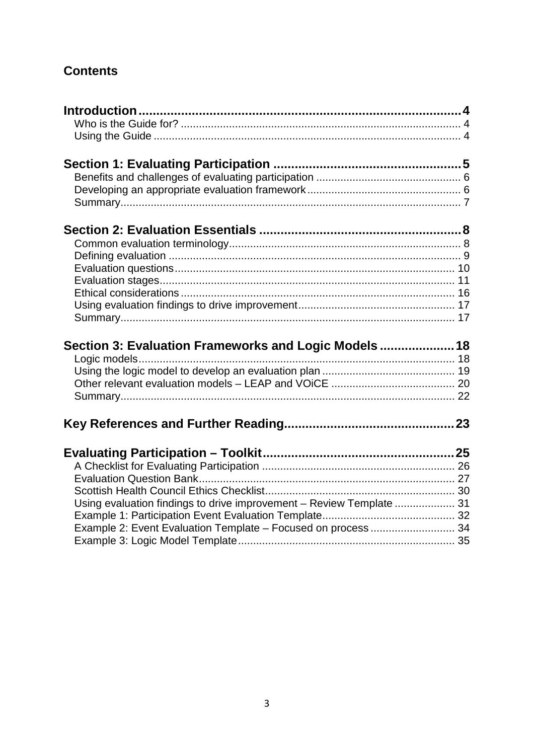## Contents

**Introduction** ........................................................................................... **4**
Who is the Guide for? ........................................................................................... 4
Using the Guide .................................................................................................... 4

**Section 1: Evaluating Participation** ..................................................... **5**
Benefits and challenges of evaluating participation ............................................. 6
Developing an appropriate evaluation framework ................................................ 6
Summary ............................................................................................................... 7

**Section 2: Evaluation Essentials** ......................................................... **8**
Common evaluation terminology ........................................................................... 8
Defining evaluation ............................................................................................... 9
Evaluation questions ........................................................................................... 10
Evaluation stages ................................................................................................ 11
Ethical considerations .......................................................................................... 16
Using evaluation findings to drive improvement .................................................. 17
Summary ............................................................................................................. 17

**Section 3: Evaluation Frameworks and Logic Models** ..................... **18**
Logic models ....................................................................................................... 18
Using the logic model to develop an evaluation plan .......................................... 19
Other relevant evaluation models – LEAP and VOiCE ........................................ 20
Summary ............................................................................................................. 22

**Key References and Further Reading** ................................................ **23**

**Evaluating Participation – Toolkit** ...................................................... **25**
A Checklist for Evaluating Participation .............................................................. 26
Evaluation Question Bank ................................................................................... 27
Scottish Health Council Ethics Checklist ............................................................. 30
Using evaluation findings to drive improvement – Review Template .................. 31
Example 1: Participation Event Evaluation Template .......................................... 32
Example 2: Event Evaluation Template – Focused on process .......................... 34
Example 3: Logic Model Template ...................................................................... 35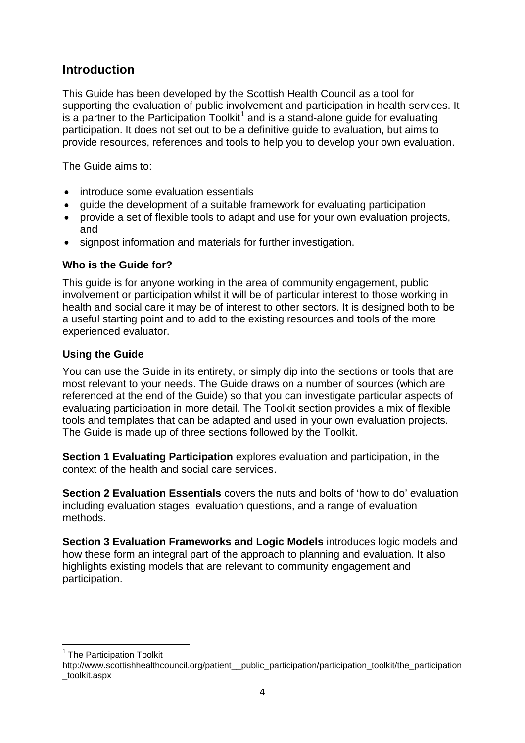## Introduction

This Guide has been developed by the Scottish Health Council as a tool for supporting the evaluation of public involvement and participation in health services. It is a partner to the Participation Toolkit[1] and is a stand-alone guide for evaluating participation. It does not set out to be a definitive guide to evaluation, but aims to provide resources, references and tools to help you to develop your own evaluation.

The Guide aims to:

- introduce some evaluation essentials
- guide the development of a suitable framework for evaluating participation
- provide a set of flexible tools to adapt and use for your own evaluation projects, and
- signpost information and materials for further investigation.

### Who is the Guide for?

This guide is for anyone working in the area of community engagement, public involvement or participation whilst it will be of particular interest to those working in health and social care it may be of interest to other sectors. It is designed both to be a useful starting point and to add to the existing resources and tools of the more experienced evaluator.

### Using the Guide

You can use the Guide in its entirety, or simply dip into the sections or tools that are most relevant to your needs. The Guide draws on a number of sources (which are referenced at the end of the Guide) so that you can investigate particular aspects of evaluating participation in more detail. The Toolkit section provides a mix of flexible tools and templates that can be adapted and used in your own evaluation projects. The Guide is made up of three sections followed by the Toolkit.

**Section 1 Evaluating Participation** explores evaluation and participation, in the context of the health and social care services.

**Section 2 Evaluation Essentials** covers the nuts and bolts of 'how to do' evaluation including evaluation stages, evaluation questions, and a range of evaluation methods.

**Section 3 Evaluation Frameworks and Logic Models** introduces logic models and how these form an integral part of the approach to planning and evaluation. It also highlights existing models that are relevant to community engagement and participation.

---

[1] The Participation Toolkit
http://www.scottishhealthcouncil.org/patient__public_participation/participation_toolkit/the_participation_toolkit.aspx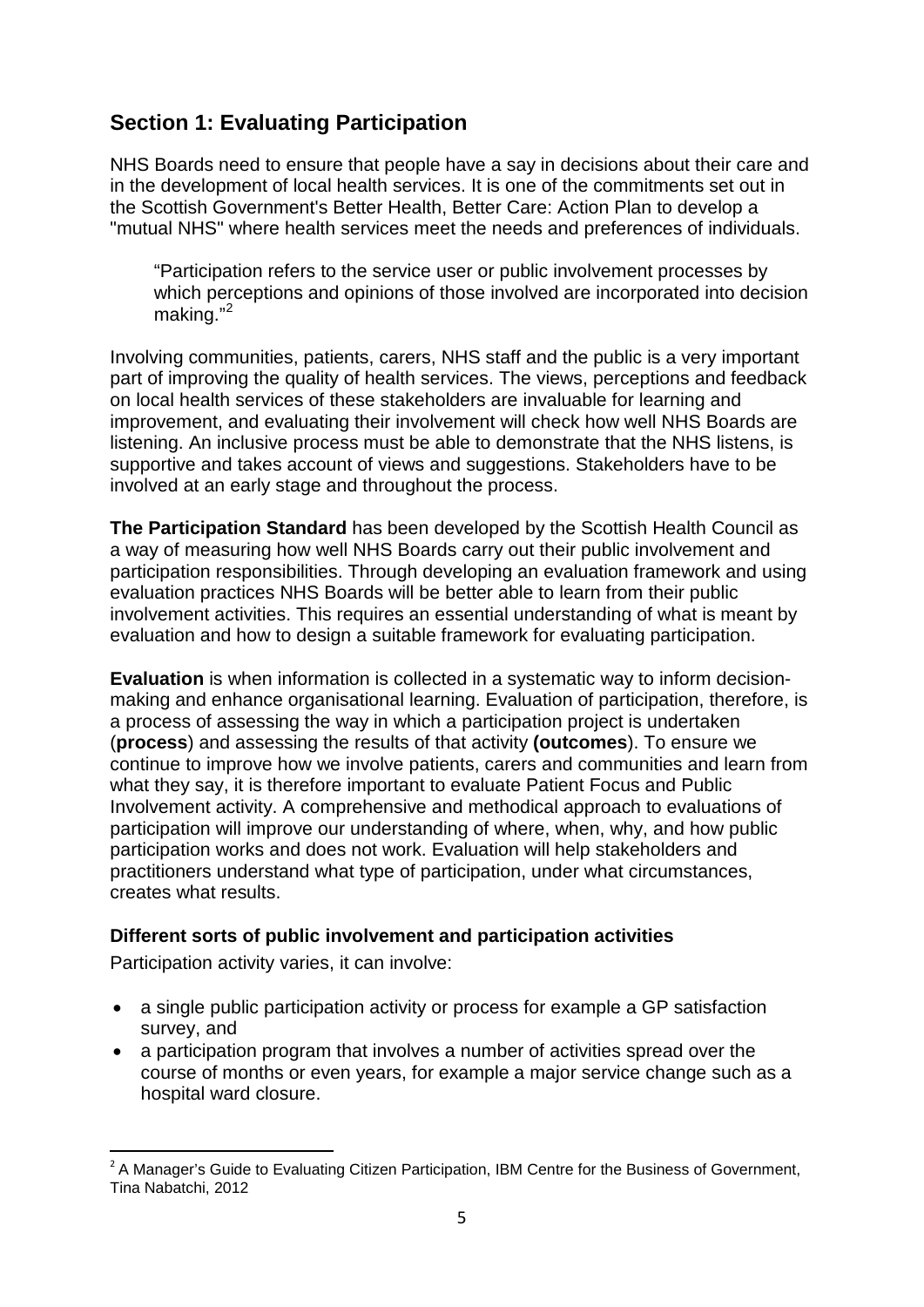## Section 1: Evaluating Participation

NHS Boards need to ensure that people have a say in decisions about their care and in the development of local health services. It is one of the commitments set out in the Scottish Government's Better Health, Better Care: Action Plan to develop a "mutual NHS" where health services meet the needs and preferences of individuals.

> "Participation refers to the service user or public involvement processes by which perceptions and opinions of those involved are incorporated into decision making."[2]

Involving communities, patients, carers, NHS staff and the public is a very important part of improving the quality of health services. The views, perceptions and feedback on local health services of these stakeholders are invaluable for learning and improvement, and evaluating their involvement will check how well NHS Boards are listening. An inclusive process must be able to demonstrate that the NHS listens, is supportive and takes account of views and suggestions. Stakeholders have to be involved at an early stage and throughout the process.

**The Participation Standard** has been developed by the Scottish Health Council as a way of measuring how well NHS Boards carry out their public involvement and participation responsibilities. Through developing an evaluation framework and using evaluation practices NHS Boards will be better able to learn from their public involvement activities. This requires an essential understanding of what is meant by evaluation and how to design a suitable framework for evaluating participation.

**Evaluation** is when information is collected in a systematic way to inform decision-making and enhance organisational learning. Evaluation of participation, therefore, is a process of assessing the way in which a participation project is undertaken (**process**) and assessing the results of that activity **(outcomes**). To ensure we continue to improve how we involve patients, carers and communities and learn from what they say, it is therefore important to evaluate Patient Focus and Public Involvement activity. A comprehensive and methodical approach to evaluations of participation will improve our understanding of where, when, why, and how public participation works and does not work. Evaluation will help stakeholders and practitioners understand what type of participation, under what circumstances, creates what results.

### Different sorts of public involvement and participation activities

Participation activity varies, it can involve:

- a single public participation activity or process for example a GP satisfaction survey, and
- a participation program that involves a number of activities spread over the course of months or even years, for example a major service change such as a hospital ward closure.

---

[2] A Manager's Guide to Evaluating Citizen Participation, IBM Centre for the Business of Government, Tina Nabatchi, 2012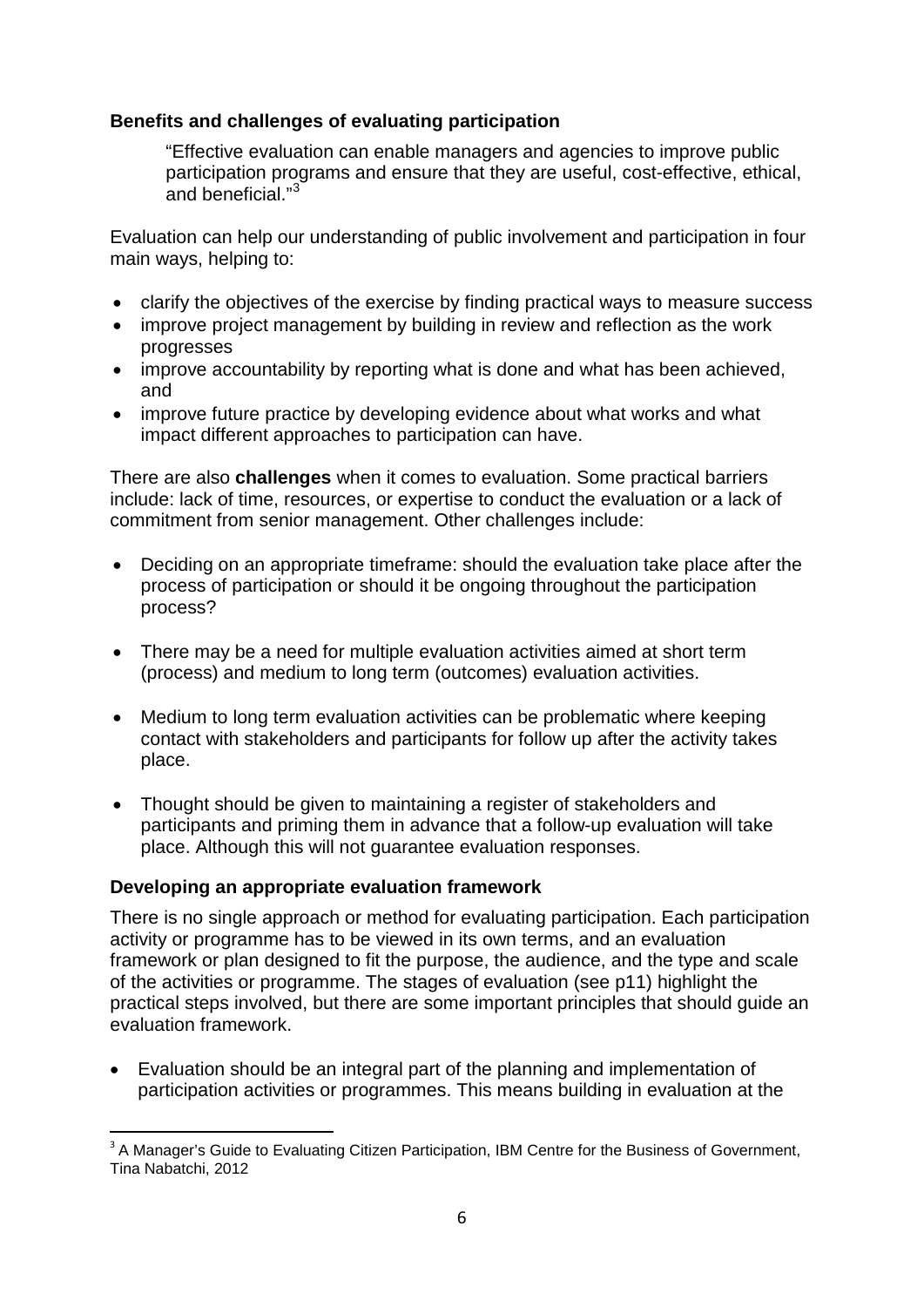### Benefits and challenges of evaluating participation

> "Effective evaluation can enable managers and agencies to improve public participation programs and ensure that they are useful, cost-effective, ethical, and beneficial."[3]

Evaluation can help our understanding of public involvement and participation in four main ways, helping to:

- clarify the objectives of the exercise by finding practical ways to measure success
- improve project management by building in review and reflection as the work progresses
- improve accountability by reporting what is done and what has been achieved, and
- improve future practice by developing evidence about what works and what impact different approaches to participation can have.

There are also **challenges** when it comes to evaluation. Some practical barriers include: lack of time, resources, or expertise to conduct the evaluation or a lack of commitment from senior management. Other challenges include:

- Deciding on an appropriate timeframe: should the evaluation take place after the process of participation or should it be ongoing throughout the participation process?
- There may be a need for multiple evaluation activities aimed at short term (process) and medium to long term (outcomes) evaluation activities.
- Medium to long term evaluation activities can be problematic where keeping contact with stakeholders and participants for follow up after the activity takes place.
- Thought should be given to maintaining a register of stakeholders and participants and priming them in advance that a follow-up evaluation will take place. Although this will not guarantee evaluation responses.

### Developing an appropriate evaluation framework

There is no single approach or method for evaluating participation. Each participation activity or programme has to be viewed in its own terms, and an evaluation framework or plan designed to fit the purpose, the audience, and the type and scale of the activities or programme. The stages of evaluation (see p11) highlight the practical steps involved, but there are some important principles that should guide an evaluation framework.

- Evaluation should be an integral part of the planning and implementation of participation activities or programmes. This means building in evaluation at the

[3] A Manager's Guide to Evaluating Citizen Participation, IBM Centre for the Business of Government, Tina Nabatchi, 2012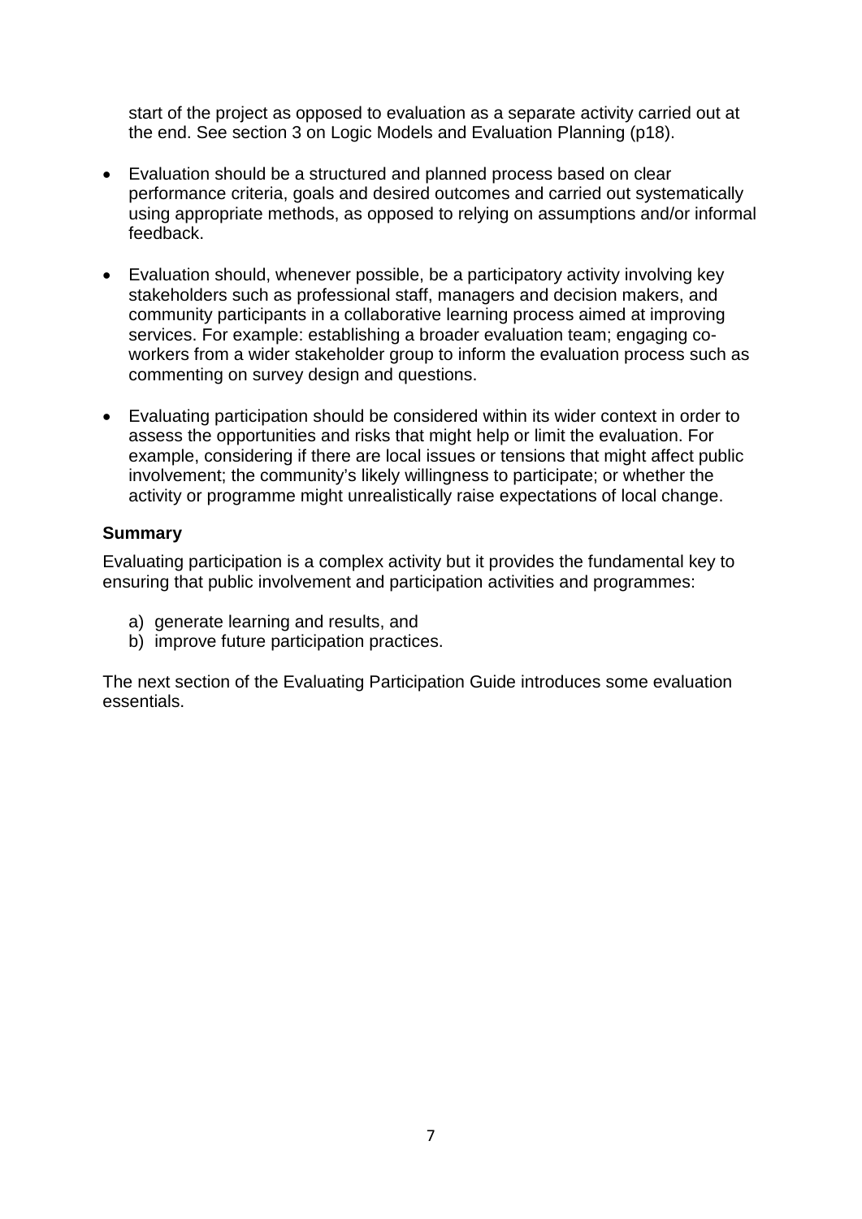start of the project as opposed to evaluation as a separate activity carried out at the end. See section 3 on Logic Models and Evaluation Planning (p18).

- Evaluation should be a structured and planned process based on clear performance criteria, goals and desired outcomes and carried out systematically using appropriate methods, as opposed to relying on assumptions and/or informal feedback.
- Evaluation should, whenever possible, be a participatory activity involving key stakeholders such as professional staff, managers and decision makers, and community participants in a collaborative learning process aimed at improving services. For example: establishing a broader evaluation team; engaging co-workers from a wider stakeholder group to inform the evaluation process such as commenting on survey design and questions.
- Evaluating participation should be considered within its wider context in order to assess the opportunities and risks that might help or limit the evaluation. For example, considering if there are local issues or tensions that might affect public involvement; the community's likely willingness to participate; or whether the activity or programme might unrealistically raise expectations of local change.

**Summary**

Evaluating participation is a complex activity but it provides the fundamental key to ensuring that public involvement and participation activities and programmes:

a) generate learning and results, and
b) improve future participation practices.

The next section of the Evaluating Participation Guide introduces some evaluation essentials.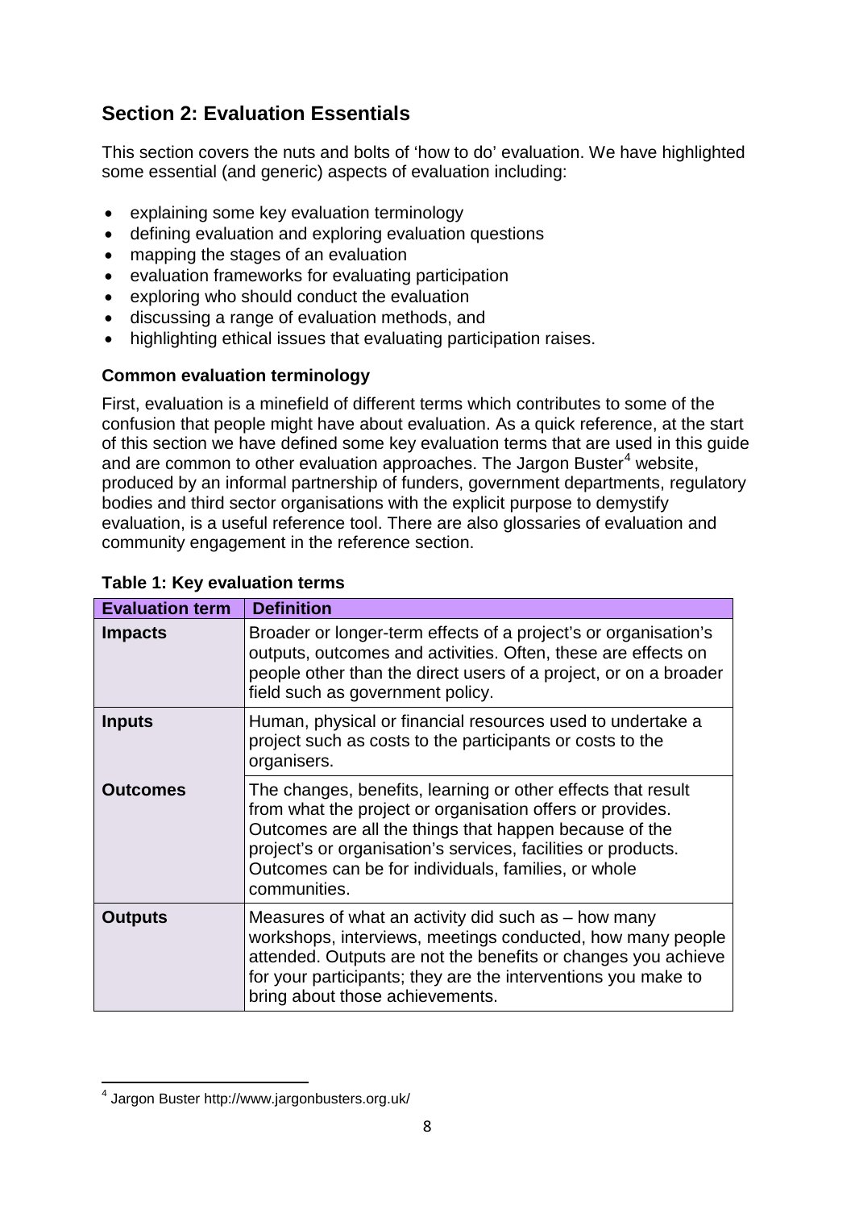## Section 2: Evaluation Essentials

This section covers the nuts and bolts of 'how to do' evaluation. We have highlighted some essential (and generic) aspects of evaluation including:

- explaining some key evaluation terminology
- defining evaluation and exploring evaluation questions
- mapping the stages of an evaluation
- evaluation frameworks for evaluating participation
- exploring who should conduct the evaluation
- discussing a range of evaluation methods, and
- highlighting ethical issues that evaluating participation raises.

### Common evaluation terminology

First, evaluation is a minefield of different terms which contributes to some of the confusion that people might have about evaluation. As a quick reference, at the start of this section we have defined some key evaluation terms that are used in this guide and are common to other evaluation approaches. The Jargon Buster[4] website, produced by an informal partnership of funders, government departments, regulatory bodies and third sector organisations with the explicit purpose to demystify evaluation, is a useful reference tool. There are also glossaries of evaluation and community engagement in the reference section.

**Table 1: Key evaluation terms**

| Evaluation term | Definition |
|---|---|
| **Impacts** | Broader or longer-term effects of a project's or organisation's outputs, outcomes and activities. Often, these are effects on people other than the direct users of a project, or on a broader field such as government policy. |
| **Inputs** | Human, physical or financial resources used to undertake a project such as costs to the participants or costs to the organisers. |
| **Outcomes** | The changes, benefits, learning or other effects that result from what the project or organisation offers or provides. Outcomes are all the things that happen because of the project's or organisation's services, facilities or products. Outcomes can be for individuals, families, or whole communities. |
| **Outputs** | Measures of what an activity did such as – how many workshops, interviews, meetings conducted, how many people attended. Outputs are not the benefits or changes you achieve for your participants; they are the interventions you make to bring about those achievements. |

[4] Jargon Buster http://www.jargonbusters.org.uk/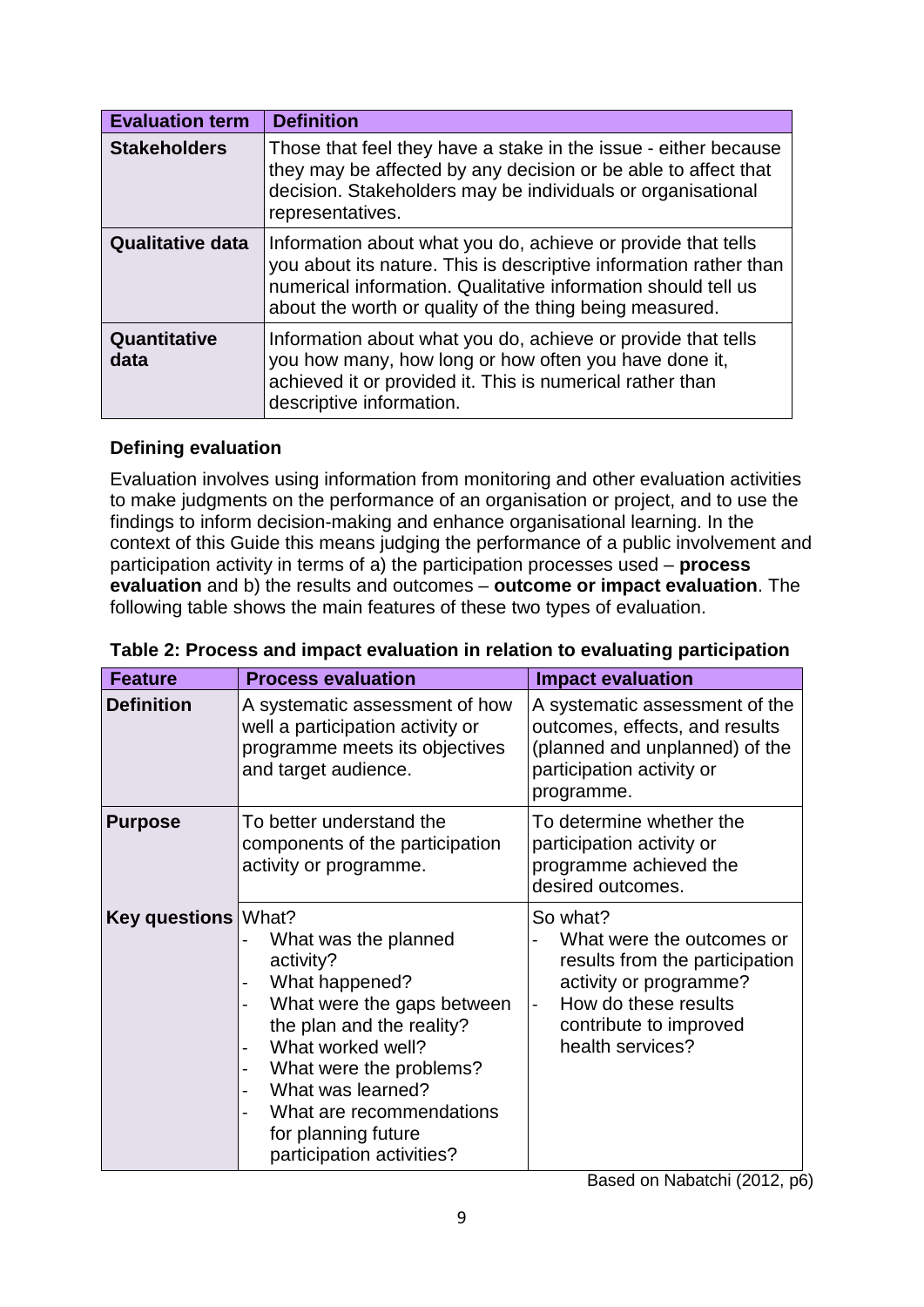| Evaluation term | Definition |
|---|---|
| **Stakeholders** | Those that feel they have a stake in the issue - either because they may be affected by any decision or be able to affect that decision. Stakeholders may be individuals or organisational representatives. |
| **Qualitative data** | Information about what you do, achieve or provide that tells you about its nature. This is descriptive information rather than numerical information. Qualitative information should tell us about the worth or quality of the thing being measured. |
| **Quantitative data** | Information about what you do, achieve or provide that tells you how many, how long or how often you have done it, achieved it or provided it. This is numerical rather than descriptive information. |

**Defining evaluation**

Evaluation involves using information from monitoring and other evaluation activities to make judgments on the performance of an organisation or project, and to use the findings to inform decision-making and enhance organisational learning. In the context of this Guide this means judging the performance of a public involvement and participation activity in terms of a) the participation processes used – **process evaluation** and b) the results and outcomes – **outcome or impact evaluation**. The following table shows the main features of these two types of evaluation.

**Table 2: Process and impact evaluation in relation to evaluating participation**

| Feature | Process evaluation | Impact evaluation |
|---|---|---|
| **Definition** | A systematic assessment of how well a participation activity or programme meets its objectives and target audience. | A systematic assessment of the outcomes, effects, and results (planned and unplanned) of the participation activity or programme. |
| **Purpose** | To better understand the components of the participation activity or programme. | To determine whether the participation activity or programme achieved the desired outcomes. |
| **Key questions** | What?<br>- What was the planned activity?<br>- What happened?<br>- What were the gaps between the plan and the reality?<br>- What worked well?<br>- What were the problems?<br>- What was learned?<br>- What are recommendations for planning future participation activities? | So what?<br>- What were the outcomes or results from the participation activity or programme?<br>- How do these results contribute to improved health services? |

Based on Nabatchi (2012, p6)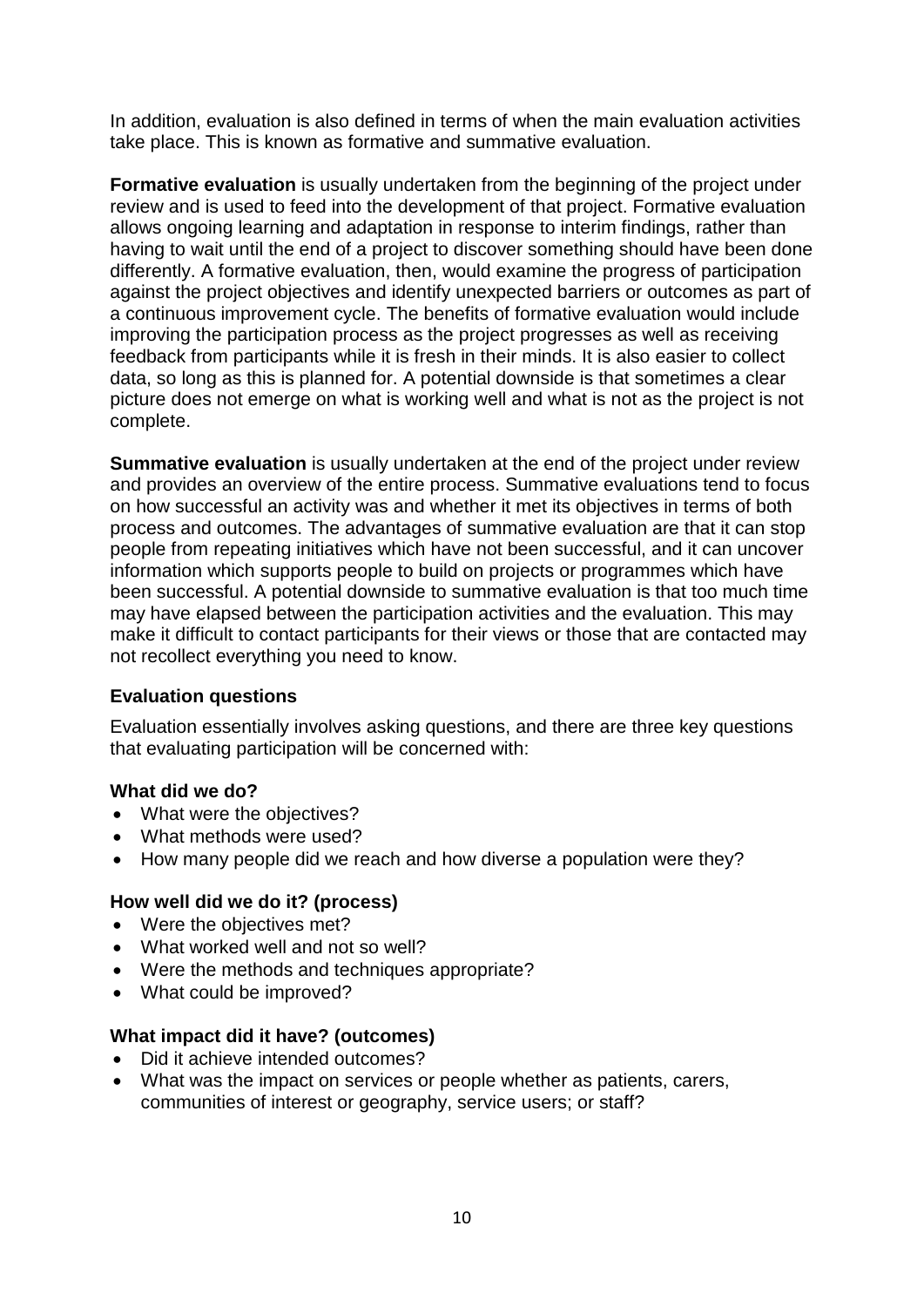In addition, evaluation is also defined in terms of when the main evaluation activities take place. This is known as formative and summative evaluation.

**Formative evaluation** is usually undertaken from the beginning of the project under review and is used to feed into the development of that project. Formative evaluation allows ongoing learning and adaptation in response to interim findings, rather than having to wait until the end of a project to discover something should have been done differently. A formative evaluation, then, would examine the progress of participation against the project objectives and identify unexpected barriers or outcomes as part of a continuous improvement cycle. The benefits of formative evaluation would include improving the participation process as the project progresses as well as receiving feedback from participants while it is fresh in their minds. It is also easier to collect data, so long as this is planned for. A potential downside is that sometimes a clear picture does not emerge on what is working well and what is not as the project is not complete.

**Summative evaluation** is usually undertaken at the end of the project under review and provides an overview of the entire process. Summative evaluations tend to focus on how successful an activity was and whether it met its objectives in terms of both process and outcomes. The advantages of summative evaluation are that it can stop people from repeating initiatives which have not been successful, and it can uncover information which supports people to build on projects or programmes which have been successful. A potential downside to summative evaluation is that too much time may have elapsed between the participation activities and the evaluation. This may make it difficult to contact participants for their views or those that are contacted may not recollect everything you need to know.

### Evaluation questions

Evaluation essentially involves asking questions, and there are three key questions that evaluating participation will be concerned with:

**What did we do?**

- What were the objectives?
- What methods were used?
- How many people did we reach and how diverse a population were they?

**How well did we do it? (process)**

- Were the objectives met?
- What worked well and not so well?
- Were the methods and techniques appropriate?
- What could be improved?

**What impact did it have? (outcomes)**

- Did it achieve intended outcomes?
- What was the impact on services or people whether as patients, carers, communities of interest or geography, service users; or staff?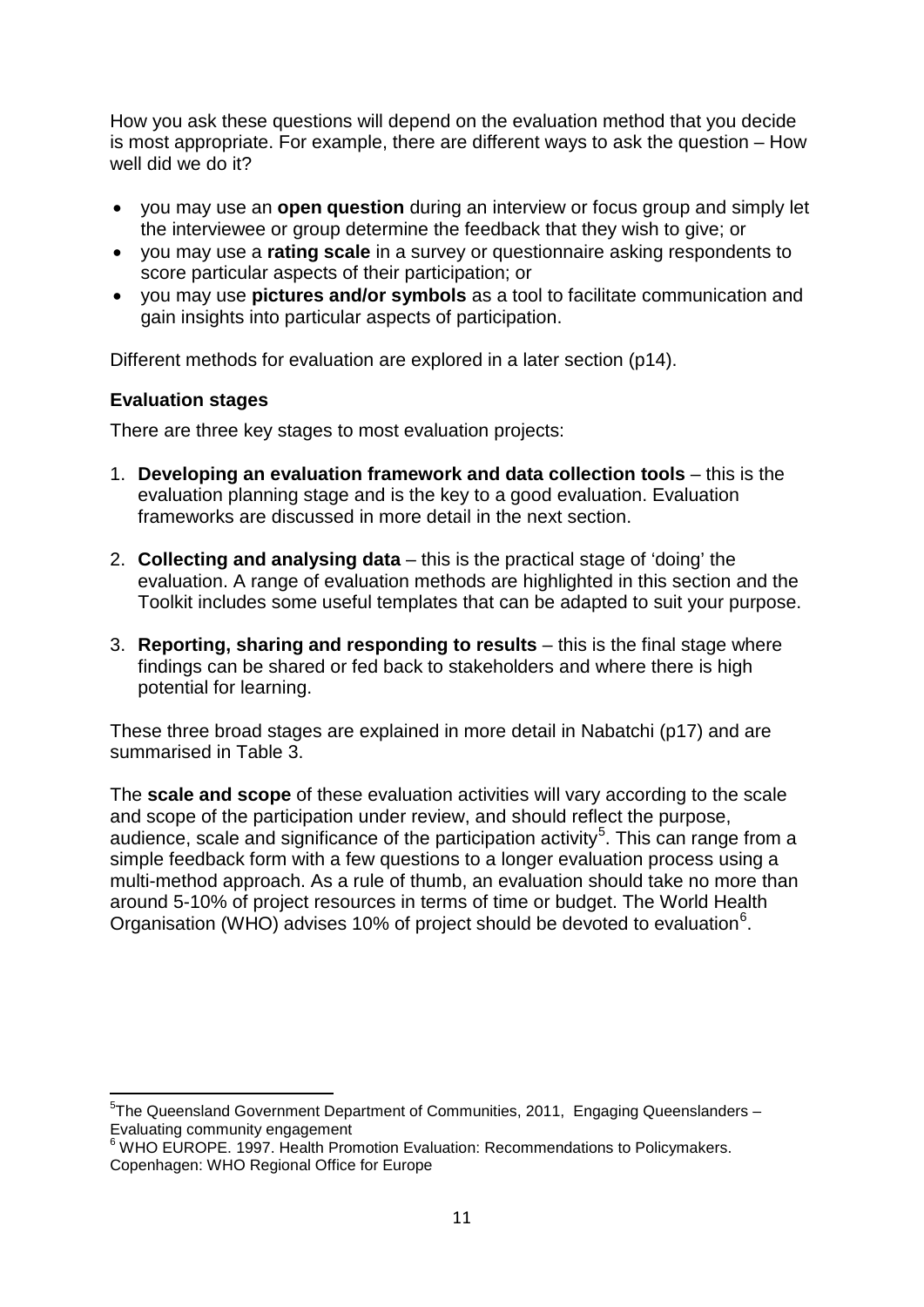How you ask these questions will depend on the evaluation method that you decide is most appropriate. For example, there are different ways to ask the question – How well did we do it?

- you may use an **open question** during an interview or focus group and simply let the interviewee or group determine the feedback that they wish to give; or
- you may use a **rating scale** in a survey or questionnaire asking respondents to score particular aspects of their participation; or
- you may use **pictures and/or symbols** as a tool to facilitate communication and gain insights into particular aspects of participation.

Different methods for evaluation are explored in a later section (p14).

**Evaluation stages**

There are three key stages to most evaluation projects:

1. **Developing an evaluation framework and data collection tools** – this is the evaluation planning stage and is the key to a good evaluation. Evaluation frameworks are discussed in more detail in the next section.

2. **Collecting and analysing data** – this is the practical stage of 'doing' the evaluation. A range of evaluation methods are highlighted in this section and the Toolkit includes some useful templates that can be adapted to suit your purpose.

3. **Reporting, sharing and responding to results** – this is the final stage where findings can be shared or fed back to stakeholders and where there is high potential for learning.

These three broad stages are explained in more detail in Nabatchi (p17) and are summarised in Table 3.

The **scale and scope** of these evaluation activities will vary according to the scale and scope of the participation under review, and should reflect the purpose, audience, scale and significance of the participation activity[5]. This can range from a simple feedback form with a few questions to a longer evaluation process using a multi-method approach. As a rule of thumb, an evaluation should take no more than around 5-10% of project resources in terms of time or budget. The World Health Organisation (WHO) advises 10% of project should be devoted to evaluation[6].

---

[5] The Queensland Government Department of Communities, 2011, Engaging Queenslanders – Evaluating community engagement

[6] WHO EUROPE. 1997. Health Promotion Evaluation: Recommendations to Policymakers. Copenhagen: WHO Regional Office for Europe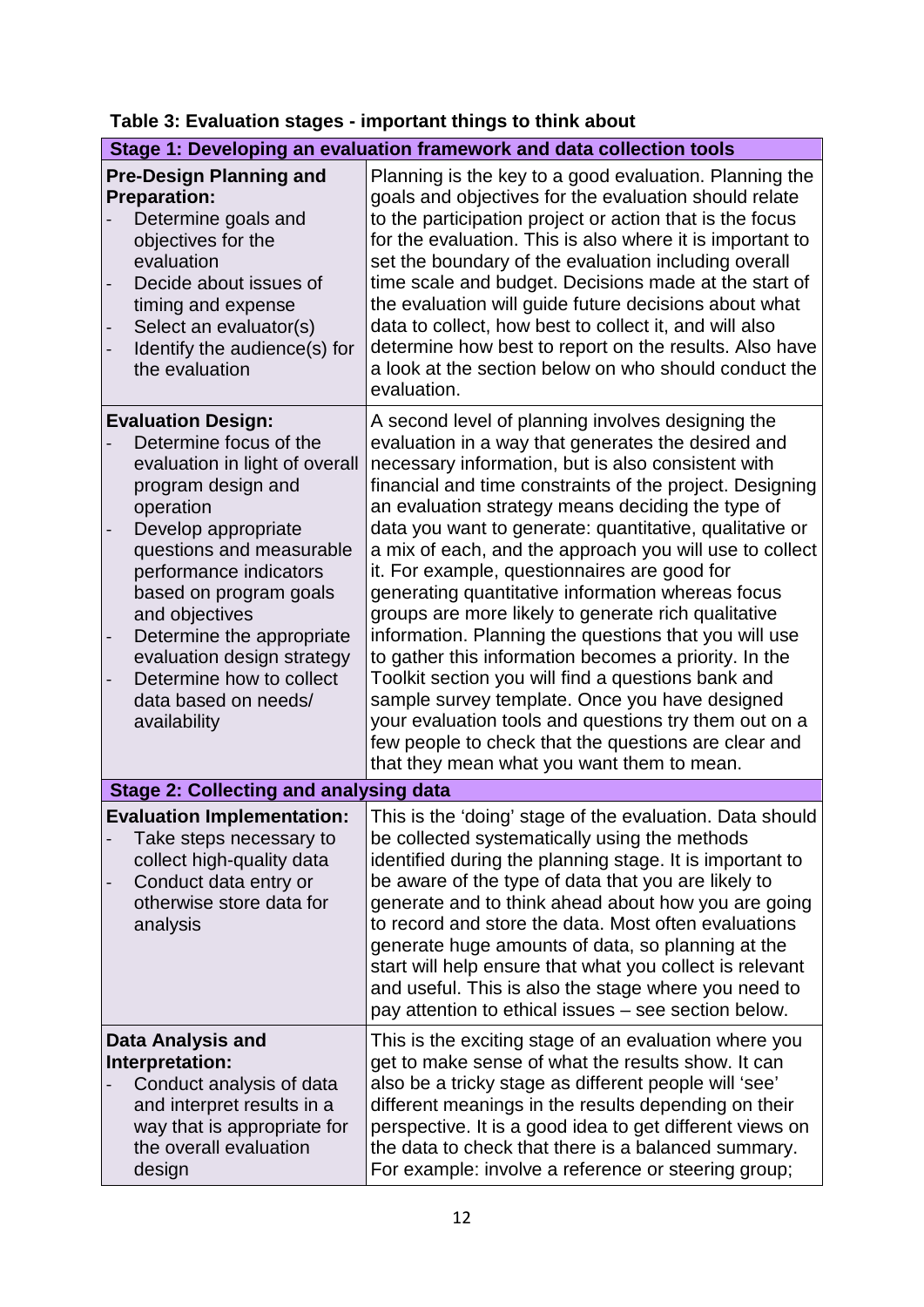**Table 3: Evaluation stages - important things to think about**

| | |
|---|---|
| **Stage 1: Developing an evaluation framework and data collection tools** | |
| **Pre-Design Planning and Preparation:**<br>- Determine goals and objectives for the evaluation<br>- Decide about issues of timing and expense<br>- Select an evaluator(s)<br>- Identify the audience(s) for the evaluation | Planning is the key to a good evaluation. Planning the goals and objectives for the evaluation should relate to the participation project or action that is the focus for the evaluation. This is also where it is important to set the boundary of the evaluation including overall time scale and budget. Decisions made at the start of the evaluation will guide future decisions about what data to collect, how best to collect it, and will also determine how best to report on the results. Also have a look at the section below on who should conduct the evaluation. |
| **Evaluation Design:**<br>- Determine focus of the evaluation in light of overall program design and operation<br>- Develop appropriate questions and measurable performance indicators based on program goals and objectives<br>- Determine the appropriate evaluation design strategy<br>- Determine how to collect data based on needs/ availability | A second level of planning involves designing the evaluation in a way that generates the desired and necessary information, but is also consistent with financial and time constraints of the project. Designing an evaluation strategy means deciding the type of data you want to generate: quantitative, qualitative or a mix of each, and the approach you will use to collect it. For example, questionnaires are good for generating quantitative information whereas focus groups are more likely to generate rich qualitative information. Planning the questions that you will use to gather this information becomes a priority. In the Toolkit section you will find a questions bank and sample survey template. Once you have designed your evaluation tools and questions try them out on a few people to check that the questions are clear and that they mean what you want them to mean. |
| **Stage 2: Collecting and analysing data** | |
| **Evaluation Implementation:**<br>- Take steps necessary to collect high-quality data<br>- Conduct data entry or otherwise store data for analysis | This is the 'doing' stage of the evaluation. Data should be collected systematically using the methods identified during the planning stage. It is important to be aware of the type of data that you are likely to generate and to think ahead about how you are going to record and store the data. Most often evaluations generate huge amounts of data, so planning at the start will help ensure that what you collect is relevant and useful. This is also the stage where you need to pay attention to ethical issues – see section below. |
| **Data Analysis and Interpretation:**<br>- Conduct analysis of data and interpret results in a way that is appropriate for the overall evaluation design | This is the exciting stage of an evaluation where you get to make sense of what the results show. It can also be a tricky stage as different people will 'see' different meanings in the results depending on their perspective. It is a good idea to get different views on the data to check that there is a balanced summary. For example: involve a reference or steering group; |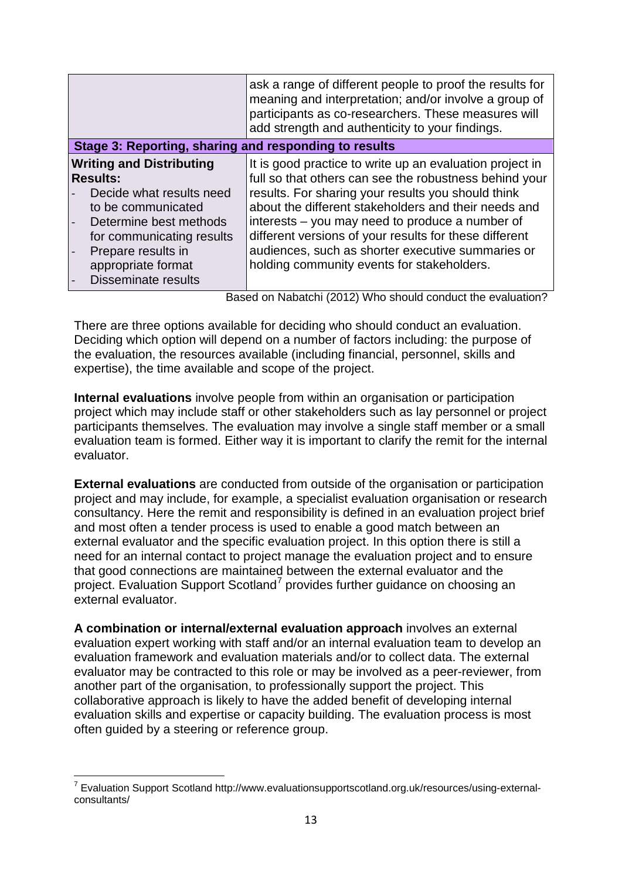| | |
|---|---|
| | ask a range of different people to proof the results for meaning and interpretation; and/or involve a group of participants as co-researchers. These measures will add strength and authenticity to your findings. |
| **Stage 3: Reporting, sharing and responding to results** | |
| **Writing and Distributing Results:**<br>- Decide what results need to be communicated<br>- Determine best methods for communicating results<br>- Prepare results in appropriate format<br>- Disseminate results | It is good practice to write up an evaluation project in full so that others can see the robustness behind your results. For sharing your results you should think about the different stakeholders and their needs and interests – you may need to produce a number of different versions of your results for these different audiences, such as shorter executive summaries or holding community events for stakeholders. |

Based on Nabatchi (2012) Who should conduct the evaluation?

There are three options available for deciding who should conduct an evaluation. Deciding which option will depend on a number of factors including: the purpose of the evaluation, the resources available (including financial, personnel, skills and expertise), the time available and scope of the project.

**Internal evaluations** involve people from within an organisation or participation project which may include staff or other stakeholders such as lay personnel or project participants themselves. The evaluation may involve a single staff member or a small evaluation team is formed. Either way it is important to clarify the remit for the internal evaluator.

**External evaluations** are conducted from outside of the organisation or participation project and may include, for example, a specialist evaluation organisation or research consultancy. Here the remit and responsibility is defined in an evaluation project brief and most often a tender process is used to enable a good match between an external evaluator and the specific evaluation project. In this option there is still a need for an internal contact to project manage the evaluation project and to ensure that good connections are maintained between the external evaluator and the project. Evaluation Support Scotland[7] provides further guidance on choosing an external evaluator.

**A combination or internal/external evaluation approach** involves an external evaluation expert working with staff and/or an internal evaluation team to develop an evaluation framework and evaluation materials and/or to collect data. The external evaluator may be contracted to this role or may be involved as a peer-reviewer, from another part of the organisation, to professionally support the project. This collaborative approach is likely to have the added benefit of developing internal evaluation skills and expertise or capacity building. The evaluation process is most often guided by a steering or reference group.

[7] Evaluation Support Scotland http://www.evaluationsupportscotland.org.uk/resources/using-external-consultants/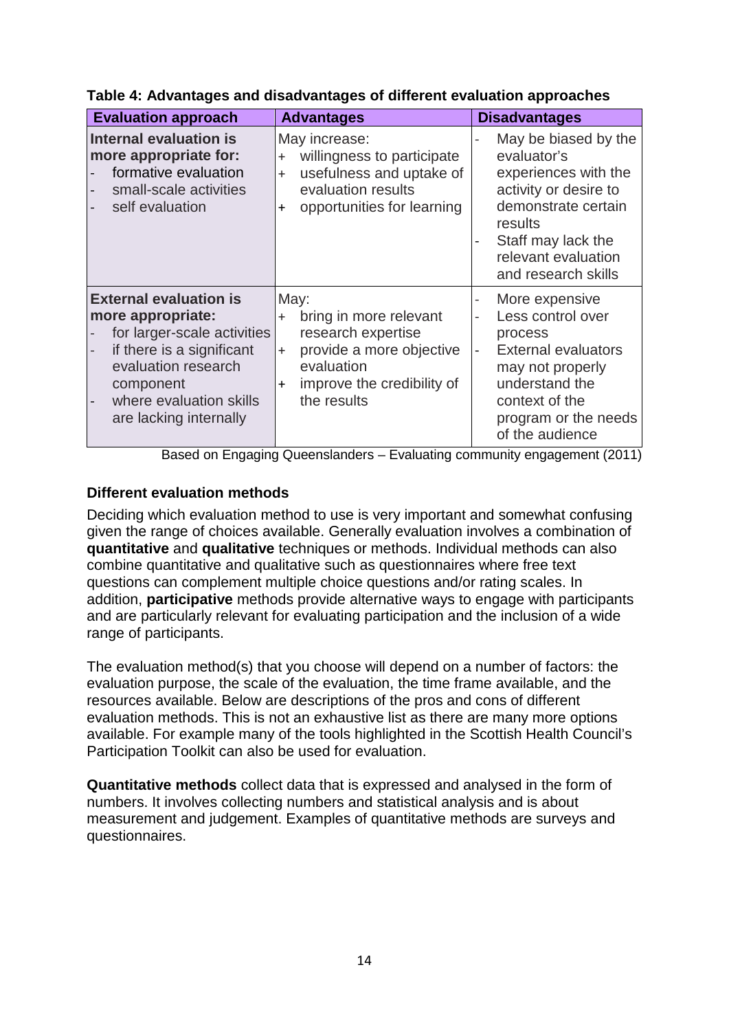**Table 4: Advantages and disadvantages of different evaluation approaches**

| Evaluation approach | Advantages | Disadvantages |
|---|---|---|
| **Internal evaluation is more appropriate for:**<br>- formative evaluation<br>- small-scale activities<br>- self evaluation | May increase:<br>+ willingness to participate<br>+ usefulness and uptake of evaluation results<br>+ opportunities for learning | - May be biased by the evaluator's experiences with the activity or desire to demonstrate certain results<br>- Staff may lack the relevant evaluation and research skills |
| **External evaluation is more appropriate:**<br>- for larger-scale activities<br>- if there is a significant evaluation research component<br>- where evaluation skills are lacking internally | May:<br>+ bring in more relevant research expertise<br>+ provide a more objective evaluation<br>+ improve the credibility of the results | - More expensive<br>- Less control over process<br>- External evaluators may not properly understand the context of the program or the needs of the audience |

Based on Engaging Queenslanders – Evaluating community engagement (2011)

**Different evaluation methods**

Deciding which evaluation method to use is very important and somewhat confusing given the range of choices available. Generally evaluation involves a combination of **quantitative** and **qualitative** techniques or methods. Individual methods can also combine quantitative and qualitative such as questionnaires where free text questions can complement multiple choice questions and/or rating scales. In addition, **participative** methods provide alternative ways to engage with participants and are particularly relevant for evaluating participation and the inclusion of a wide range of participants.

The evaluation method(s) that you choose will depend on a number of factors: the evaluation purpose, the scale of the evaluation, the time frame available, and the resources available. Below are descriptions of the pros and cons of different evaluation methods. This is not an exhaustive list as there are many more options available. For example many of the tools highlighted in the Scottish Health Council's Participation Toolkit can also be used for evaluation.

**Quantitative methods** collect data that is expressed and analysed in the form of numbers. It involves collecting numbers and statistical analysis and is about measurement and judgement. Examples of quantitative methods are surveys and questionnaires.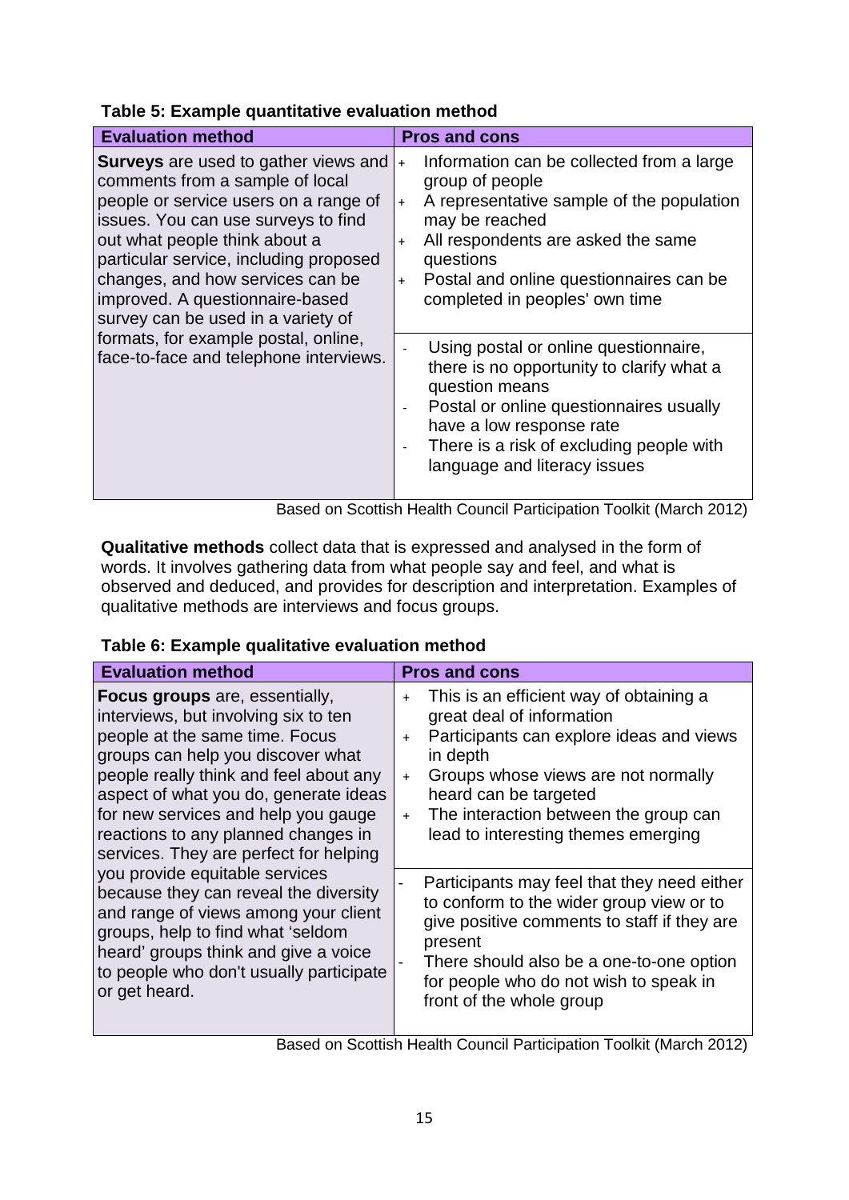**Table 5: Example quantitative evaluation method**

| Evaluation method | Pros and cons |
|---|---|
| **Surveys** are used to gather views and comments from a sample of local people or service users on a range of issues. You can use surveys to find out what people think about a particular service, including proposed changes, and how services can be improved. A questionnaire-based survey can be used in a variety of formats, for example postal, online, face-to-face and telephone interviews. | + Information can be collected from a large group of people<br>+ A representative sample of the population may be reached<br>+ All respondents are asked the same questions<br>+ Postal and online questionnaires can be completed in peoples' own time |
| | - Using postal or online questionnaire, there is no opportunity to clarify what a question means<br>- Postal or online questionnaires usually have a low response rate<br>- There is a risk of excluding people with language and literacy issues |

Based on Scottish Health Council Participation Toolkit (March 2012)

**Qualitative methods** collect data that is expressed and analysed in the form of words. It involves gathering data from what people say and feel, and what is observed and deduced, and provides for description and interpretation. Examples of qualitative methods are interviews and focus groups.

**Table 6: Example qualitative evaluation method**

| Evaluation method | Pros and cons |
|---|---|
| **Focus groups** are, essentially, interviews, but involving six to ten people at the same time. Focus groups can help you discover what people really think and feel about any aspect of what you do, generate ideas for new services and help you gauge reactions to any planned changes in services. They are perfect for helping you provide equitable services because they can reveal the diversity and range of views among your client groups, help to find what 'seldom heard' groups think and give a voice to people who don't usually participate or get heard. | + This is an efficient way of obtaining a great deal of information<br>+ Participants can explore ideas and views in depth<br>+ Groups whose views are not normally heard can be targeted<br>+ The interaction between the group can lead to interesting themes emerging |
| | - Participants may feel that they need either to conform to the wider group view or to give positive comments to staff if they are present<br>- There should also be a one-to-one option for people who do not wish to speak in front of the whole group |

Based on Scottish Health Council Participation Toolkit (March 2012)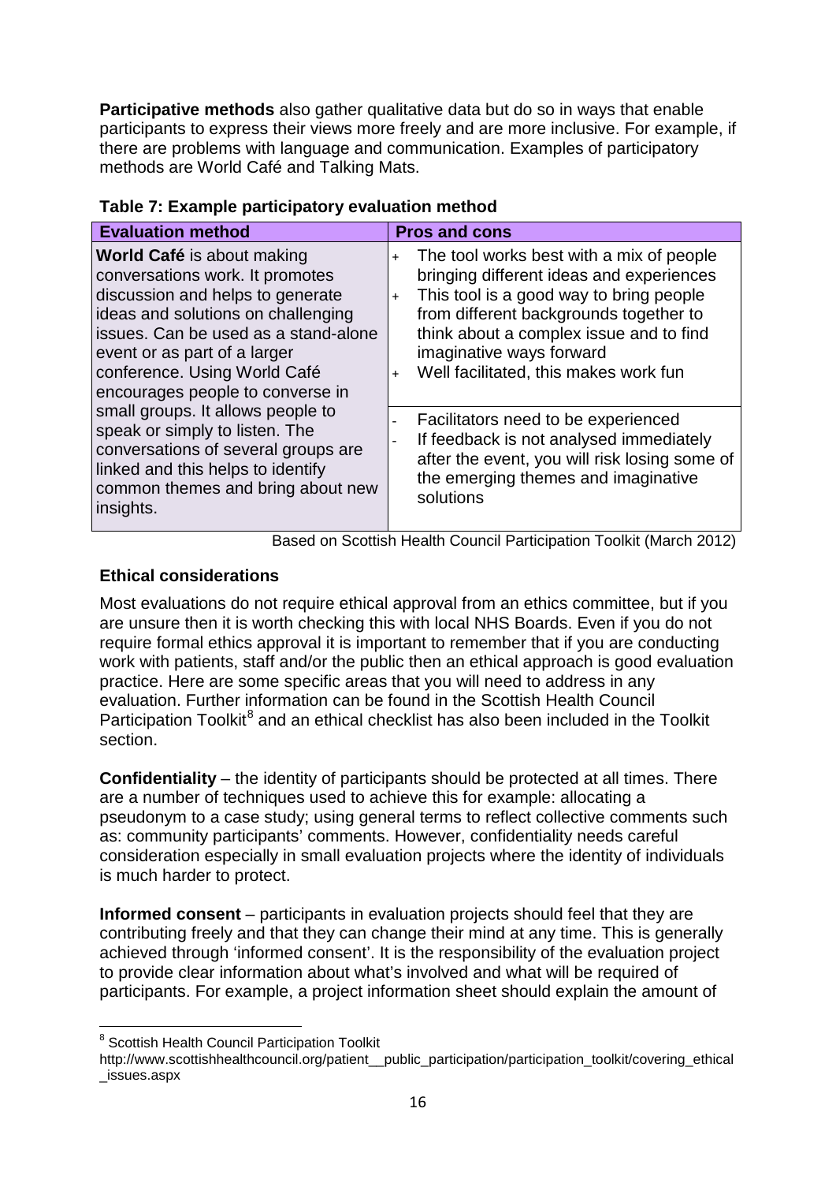**Participative methods** also gather qualitative data but do so in ways that enable participants to express their views more freely and are more inclusive. For example, if there are problems with language and communication. Examples of participatory methods are World Café and Talking Mats.

**Table 7: Example participatory evaluation method**

| Evaluation method | Pros and cons |
|---|---|
| **World Café** is about making conversations work. It promotes discussion and helps to generate ideas and solutions on challenging issues. Can be used as a stand-alone event or as part of a larger conference. Using World Café encourages people to converse in small groups. It allows people to speak or simply to listen. The conversations of several groups are linked and this helps to identify common themes and bring about new insights. | + The tool works best with a mix of people bringing different ideas and experiences<br>+ This tool is a good way to bring people from different backgrounds together to think about a complex issue and to find imaginative ways forward<br>+ Well facilitated, this makes work fun<br><br>- Facilitators need to be experienced<br>- If feedback is not analysed immediately after the event, you will risk losing some of the emerging themes and imaginative solutions |

Based on Scottish Health Council Participation Toolkit (March 2012)

**Ethical considerations**

Most evaluations do not require ethical approval from an ethics committee, but if you are unsure then it is worth checking this with local NHS Boards. Even if you do not require formal ethics approval it is important to remember that if you are conducting work with patients, staff and/or the public then an ethical approach is good evaluation practice. Here are some specific areas that you will need to address in any evaluation. Further information can be found in the Scottish Health Council Participation Toolkit[8] and an ethical checklist has also been included in the Toolkit section.

**Confidentiality** – the identity of participants should be protected at all times. There are a number of techniques used to achieve this for example: allocating a pseudonym to a case study; using general terms to reflect collective comments such as: community participants' comments. However, confidentiality needs careful consideration especially in small evaluation projects where the identity of individuals is much harder to protect.

**Informed consent** – participants in evaluation projects should feel that they are contributing freely and that they can change their mind at any time. This is generally achieved through 'informed consent'. It is the responsibility of the evaluation project to provide clear information about what's involved and what will be required of participants. For example, a project information sheet should explain the amount of

[8] Scottish Health Council Participation Toolkit
http://www.scottishhealthcouncil.org/patient__public_participation/participation_toolkit/covering_ethical_issues.aspx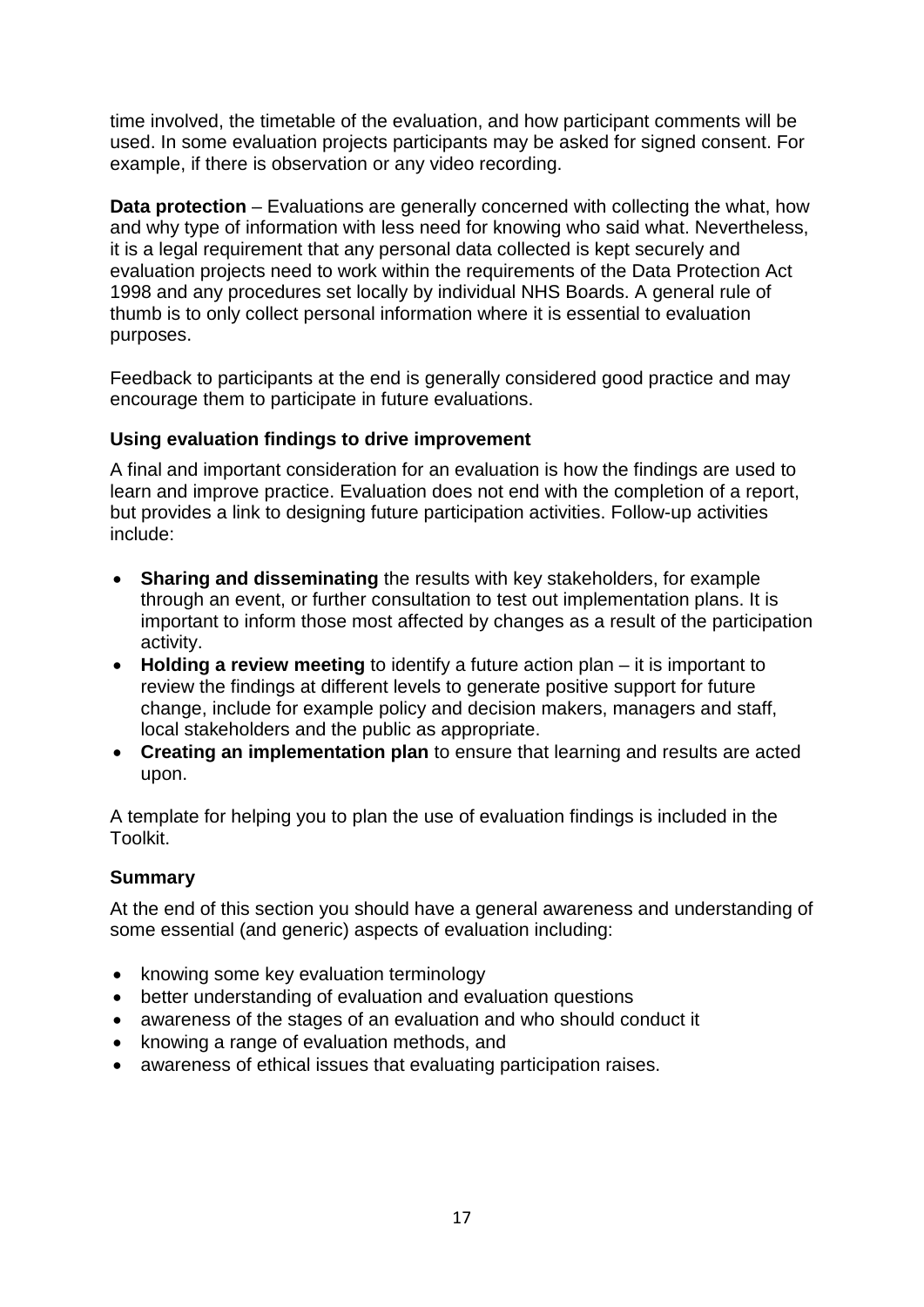time involved, the timetable of the evaluation, and how participant comments will be used. In some evaluation projects participants may be asked for signed consent. For example, if there is observation or any video recording.

**Data protection** – Evaluations are generally concerned with collecting the what, how and why type of information with less need for knowing who said what. Nevertheless, it is a legal requirement that any personal data collected is kept securely and evaluation projects need to work within the requirements of the Data Protection Act 1998 and any procedures set locally by individual NHS Boards. A general rule of thumb is to only collect personal information where it is essential to evaluation purposes.

Feedback to participants at the end is generally considered good practice and may encourage them to participate in future evaluations.

### Using evaluation findings to drive improvement

A final and important consideration for an evaluation is how the findings are used to learn and improve practice. Evaluation does not end with the completion of a report, but provides a link to designing future participation activities. Follow-up activities include:

- **Sharing and disseminating** the results with key stakeholders, for example through an event, or further consultation to test out implementation plans. It is important to inform those most affected by changes as a result of the participation activity.
- **Holding a review meeting** to identify a future action plan – it is important to review the findings at different levels to generate positive support for future change, include for example policy and decision makers, managers and staff, local stakeholders and the public as appropriate.
- **Creating an implementation plan** to ensure that learning and results are acted upon.

A template for helping you to plan the use of evaluation findings is included in the Toolkit.

### Summary

At the end of this section you should have a general awareness and understanding of some essential (and generic) aspects of evaluation including:

- knowing some key evaluation terminology
- better understanding of evaluation and evaluation questions
- awareness of the stages of an evaluation and who should conduct it
- knowing a range of evaluation methods, and
- awareness of ethical issues that evaluating participation raises.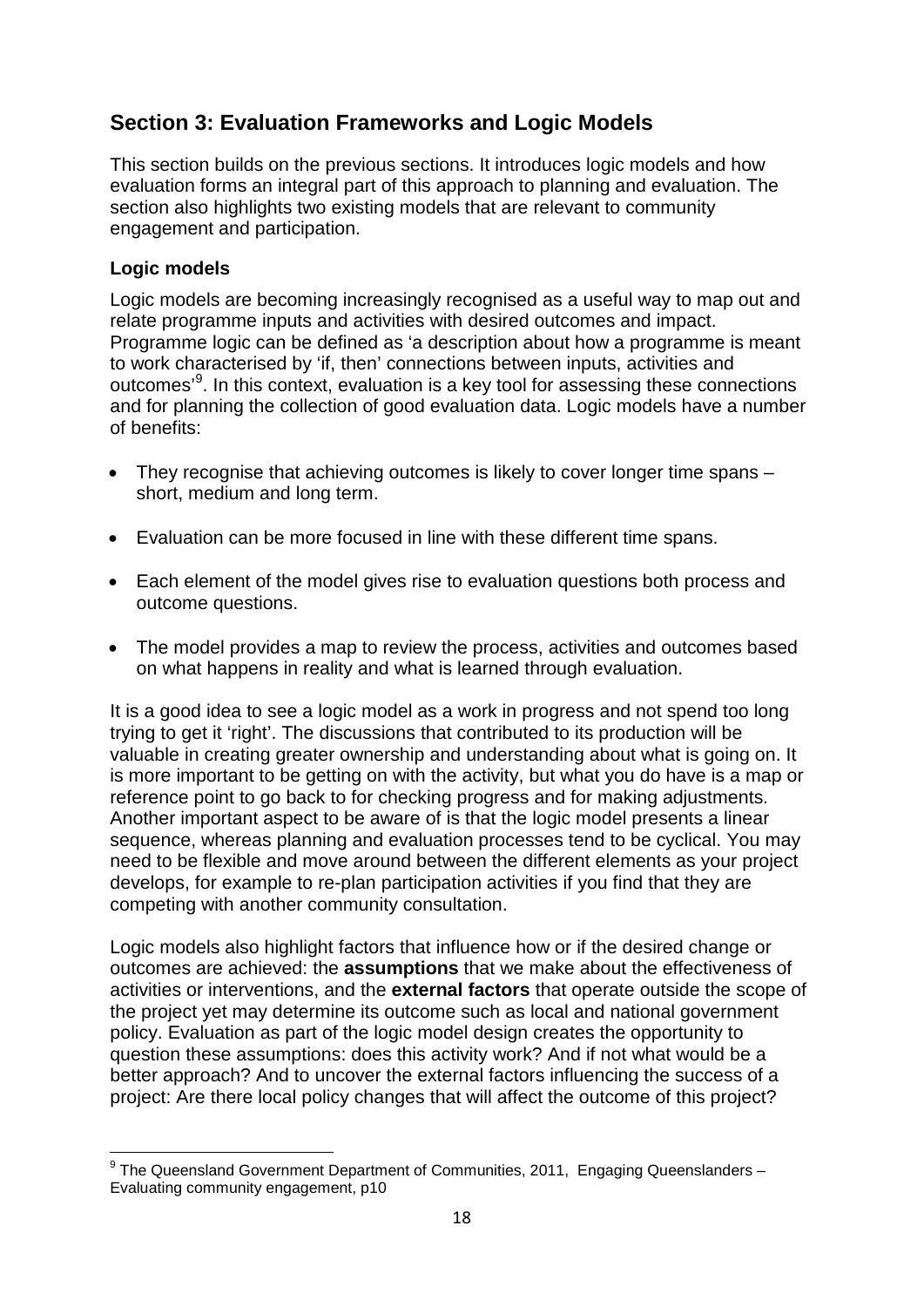## Section 3: Evaluation Frameworks and Logic Models

This section builds on the previous sections. It introduces logic models and how evaluation forms an integral part of this approach to planning and evaluation. The section also highlights two existing models that are relevant to community engagement and participation.

### Logic models

Logic models are becoming increasingly recognised as a useful way to map out and relate programme inputs and activities with desired outcomes and impact. Programme logic can be defined as 'a description about how a programme is meant to work characterised by 'if, then' connections between inputs, activities and outcomes'[9]. In this context, evaluation is a key tool for assessing these connections and for planning the collection of good evaluation data. Logic models have a number of benefits:

- They recognise that achieving outcomes is likely to cover longer time spans – short, medium and long term.
- Evaluation can be more focused in line with these different time spans.
- Each element of the model gives rise to evaluation questions both process and outcome questions.
- The model provides a map to review the process, activities and outcomes based on what happens in reality and what is learned through evaluation.

It is a good idea to see a logic model as a work in progress and not spend too long trying to get it 'right'. The discussions that contributed to its production will be valuable in creating greater ownership and understanding about what is going on. It is more important to be getting on with the activity, but what you do have is a map or reference point to go back to for checking progress and for making adjustments. Another important aspect to be aware of is that the logic model presents a linear sequence, whereas planning and evaluation processes tend to be cyclical. You may need to be flexible and move around between the different elements as your project develops, for example to re-plan participation activities if you find that they are competing with another community consultation.

Logic models also highlight factors that influence how or if the desired change or outcomes are achieved: the **assumptions** that we make about the effectiveness of activities or interventions, and the **external factors** that operate outside the scope of the project yet may determine its outcome such as local and national government policy. Evaluation as part of the logic model design creates the opportunity to question these assumptions: does this activity work? And if not what would be a better approach? And to uncover the external factors influencing the success of a project: Are there local policy changes that will affect the outcome of this project?

---

[9] The Queensland Government Department of Communities, 2011, Engaging Queenslanders – Evaluating community engagement, p10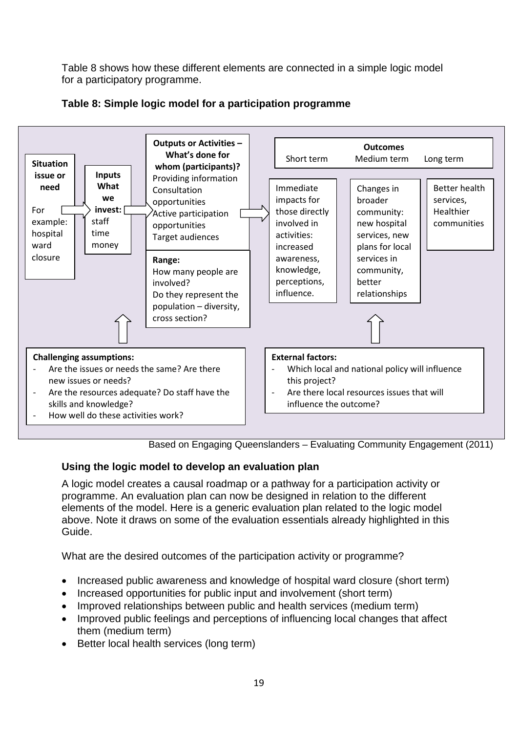Table 8 shows how these different elements are connected in a simple logic model for a participatory programme.

**Table 8: Simple logic model for a participation programme**

**Situation issue or need**

For example: hospital ward closure

**Inputs What we invest:**

staff
time
money

**Outputs or Activities – What's done for whom (participants)?**

Providing information
Consultation opportunities
Active participation opportunities
Target audiences

**Range:**

How many people are involved?
Do they represent the population – diversity, cross section?

**Outcomes**

Short term | Medium term | Long term

Immediate impacts for those directly involved in activities: increased awareness, knowledge, perceptions, influence.

Changes in broader community: new hospital services, new plans for local services in community, better relationships

Better health services, Healthier communities

**Challenging assumptions:**

- Are the issues or needs the same? Are there new issues or needs?
- Are the resources adequate? Do staff have the skills and knowledge?
- How well do these activities work?

**External factors:**

- Which local and national policy will influence this project?
- Are there local resources issues that will influence the outcome?

Based on Engaging Queenslanders – Evaluating Community Engagement (2011)

### Using the logic model to develop an evaluation plan

A logic model creates a causal roadmap or a pathway for a participation activity or programme. An evaluation plan can now be designed in relation to the different elements of the model. Here is a generic evaluation plan related to the logic model above. Note it draws on some of the evaluation essentials already highlighted in this Guide.

What are the desired outcomes of the participation activity or programme?

- Increased public awareness and knowledge of hospital ward closure (short term)
- Increased opportunities for public input and involvement (short term)
- Improved relationships between public and health services (medium term)
- Improved public feelings and perceptions of influencing local changes that affect them (medium term)
- Better local health services (long term)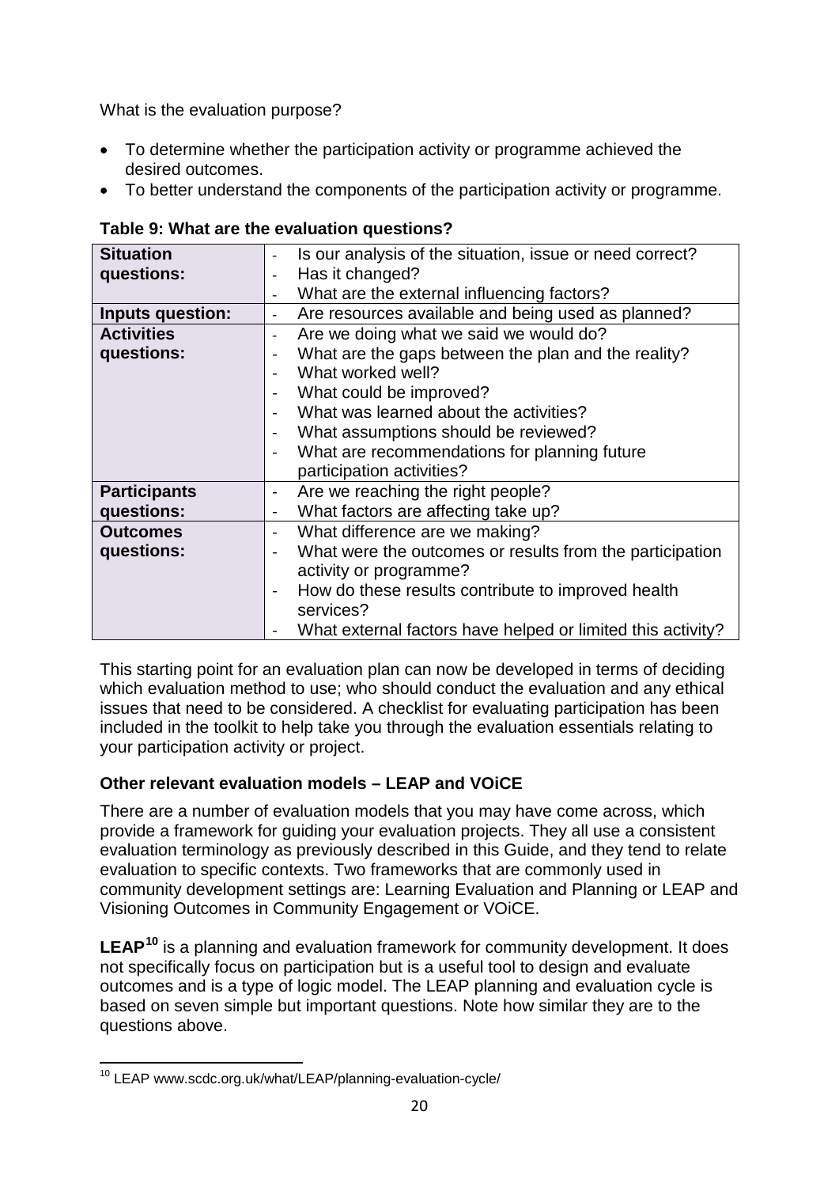What is the evaluation purpose?

- To determine whether the participation activity or programme achieved the desired outcomes.
- To better understand the components of the participation activity or programme.

**Table 9: What are the evaluation questions?**

| | |
|---|---|
| **Situation questions:** | - Is our analysis of the situation, issue or need correct?<br>- Has it changed?<br>- What are the external influencing factors? |
| **Inputs question:** | - Are resources available and being used as planned? |
| **Activities questions:** | - Are we doing what we said we would do?<br>- What are the gaps between the plan and the reality?<br>- What worked well?<br>- What could be improved?<br>- What was learned about the activities?<br>- What assumptions should be reviewed?<br>- What are recommendations for planning future participation activities? |
| **Participants questions:** | - Are we reaching the right people?<br>- What factors are affecting take up? |
| **Outcomes questions:** | - What difference are we making?<br>- What were the outcomes or results from the participation activity or programme?<br>- How do these results contribute to improved health services?<br>- What external factors have helped or limited this activity? |

This starting point for an evaluation plan can now be developed in terms of deciding which evaluation method to use; who should conduct the evaluation and any ethical issues that need to be considered. A checklist for evaluating participation has been included in the toolkit to help take you through the evaluation essentials relating to your participation activity or project.

### Other relevant evaluation models – LEAP and VOiCE

There are a number of evaluation models that you may have come across, which provide a framework for guiding your evaluation projects. They all use a consistent evaluation terminology as previously described in this Guide, and they tend to relate evaluation to specific contexts. Two frameworks that are commonly used in community development settings are: Learning Evaluation and Planning or LEAP and Visioning Outcomes in Community Engagement or VOiCE.

**LEAP**[10] is a planning and evaluation framework for community development. It does not specifically focus on participation but is a useful tool to design and evaluate outcomes and is a type of logic model. The LEAP planning and evaluation cycle is based on seven simple but important questions. Note how similar they are to the questions above.

[10] LEAP www.scdc.org.uk/what/LEAP/planning-evaluation-cycle/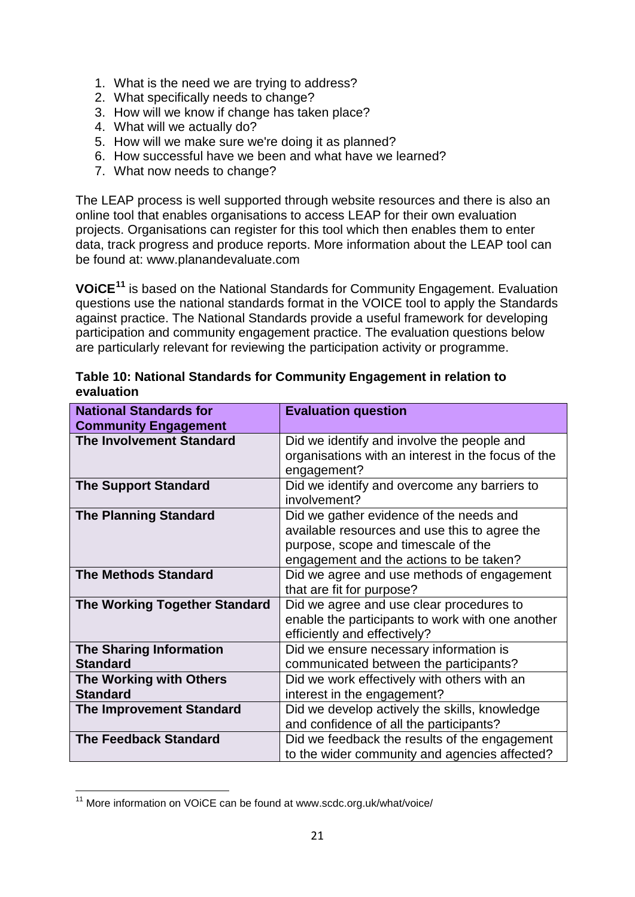1. What is the need we are trying to address?
2. What specifically needs to change?
3. How will we know if change has taken place?
4. What will we actually do?
5. How will we make sure we're doing it as planned?
6. How successful have we been and what have we learned?
7. What now needs to change?

The LEAP process is well supported through website resources and there is also an online tool that enables organisations to access LEAP for their own evaluation projects. Organisations can register for this tool which then enables them to enter data, track progress and produce reports. More information about the LEAP tool can be found at: www.planandevaluate.com

**VOiCE**[11] is based on the National Standards for Community Engagement. Evaluation questions use the national standards format in the VOICE tool to apply the Standards against practice. The National Standards provide a useful framework for developing participation and community engagement practice. The evaluation questions below are particularly relevant for reviewing the participation activity or programme.

**Table 10: National Standards for Community Engagement in relation to evaluation**

| National Standards for Community Engagement | Evaluation question |
|---|---|
| **The Involvement Standard** | Did we identify and involve the people and organisations with an interest in the focus of the engagement? |
| **The Support Standard** | Did we identify and overcome any barriers to involvement? |
| **The Planning Standard** | Did we gather evidence of the needs and available resources and use this to agree the purpose, scope and timescale of the engagement and the actions to be taken? |
| **The Methods Standard** | Did we agree and use methods of engagement that are fit for purpose? |
| **The Working Together Standard** | Did we agree and use clear procedures to enable the participants to work with one another efficiently and effectively? |
| **The Sharing Information Standard** | Did we ensure necessary information is communicated between the participants? |
| **The Working with Others Standard** | Did we work effectively with others with an interest in the engagement? |
| **The Improvement Standard** | Did we develop actively the skills, knowledge and confidence of all the participants? |
| **The Feedback Standard** | Did we feedback the results of the engagement to the wider community and agencies affected? |

[11] More information on VOiCE can be found at www.scdc.org.uk/what/voice/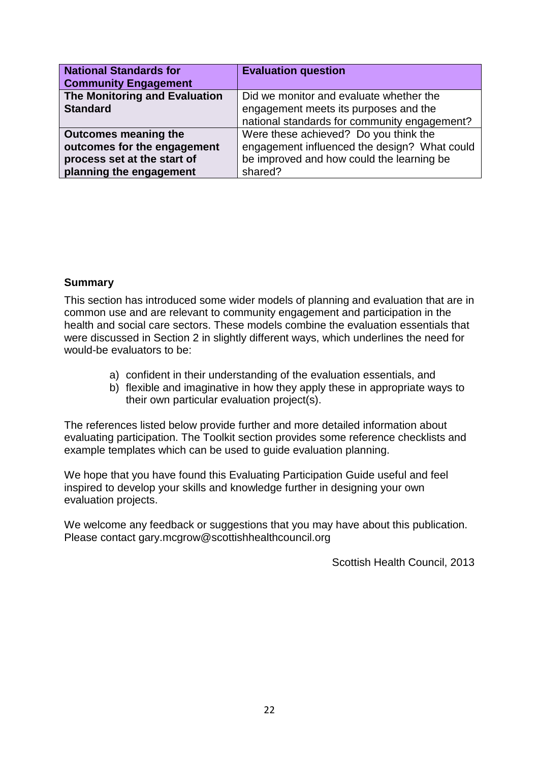| National Standards for Community Engagement | Evaluation question |
|---|---|
| **The Monitoring and Evaluation Standard** | Did we monitor and evaluate whether the engagement meets its purposes and the national standards for community engagement? |
| **Outcomes meaning the outcomes for the engagement process set at the start of planning the engagement** | Were these achieved? Do you think the engagement influenced the design? What could be improved and how could the learning be shared? |

### Summary

This section has introduced some wider models of planning and evaluation that are in common use and are relevant to community engagement and participation in the health and social care sectors. These models combine the evaluation essentials that were discussed in Section 2 in slightly different ways, which underlines the need for would-be evaluators to be:

a) confident in their understanding of the evaluation essentials, and
b) flexible and imaginative in how they apply these in appropriate ways to their own particular evaluation project(s).

The references listed below provide further and more detailed information about evaluating participation. The Toolkit section provides some reference checklists and example templates which can be used to guide evaluation planning.

We hope that you have found this Evaluating Participation Guide useful and feel inspired to develop your skills and knowledge further in designing your own evaluation projects.

We welcome any feedback or suggestions that you may have about this publication. Please contact gary.mcgrow@scottishhealthcouncil.org

Scottish Health Council, 2013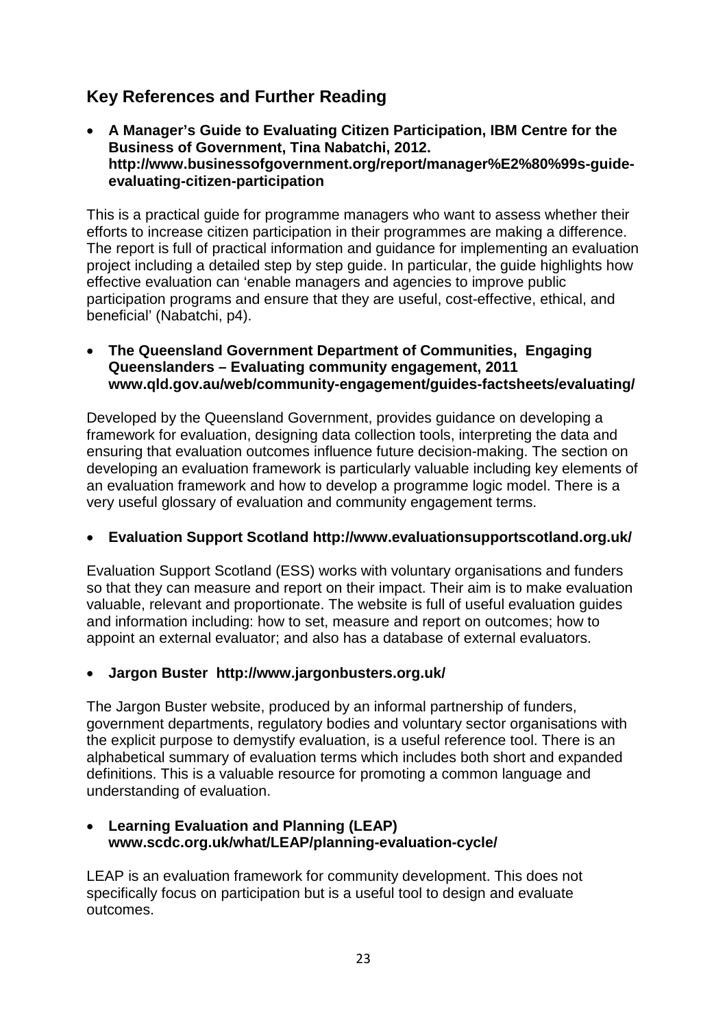## Key References and Further Reading

- **A Manager's Guide to Evaluating Citizen Participation, IBM Centre for the Business of Government, Tina Nabatchi, 2012. http://www.businessofgovernment.org/report/manager%E2%80%99s-guide-evaluating-citizen-participation**

This is a practical guide for programme managers who want to assess whether their efforts to increase citizen participation in their programmes are making a difference. The report is full of practical information and guidance for implementing an evaluation project including a detailed step by step guide. In particular, the guide highlights how effective evaluation can 'enable managers and agencies to improve public participation programs and ensure that they are useful, cost-effective, ethical, and beneficial' (Nabatchi, p4).

- **The Queensland Government Department of Communities, Engaging Queenslanders – Evaluating community engagement, 2011 www.qld.gov.au/web/community-engagement/guides-factsheets/evaluating/**

Developed by the Queensland Government, provides guidance on developing a framework for evaluation, designing data collection tools, interpreting the data and ensuring that evaluation outcomes influence future decision-making. The section on developing an evaluation framework is particularly valuable including key elements of an evaluation framework and how to develop a programme logic model. There is a very useful glossary of evaluation and community engagement terms.

- **Evaluation Support Scotland http://www.evaluationsupportscotland.org.uk/**

Evaluation Support Scotland (ESS) works with voluntary organisations and funders so that they can measure and report on their impact. Their aim is to make evaluation valuable, relevant and proportionate. The website is full of useful evaluation guides and information including: how to set, measure and report on outcomes; how to appoint an external evaluator; and also has a database of external evaluators.

- **Jargon Buster http://www.jargonbusters.org.uk/**

The Jargon Buster website, produced by an informal partnership of funders, government departments, regulatory bodies and voluntary sector organisations with the explicit purpose to demystify evaluation, is a useful reference tool. There is an alphabetical summary of evaluation terms which includes both short and expanded definitions. This is a valuable resource for promoting a common language and understanding of evaluation.

- **Learning Evaluation and Planning (LEAP) www.scdc.org.uk/what/LEAP/planning-evaluation-cycle/**

LEAP is an evaluation framework for community development. This does not specifically focus on participation but is a useful tool to design and evaluate outcomes.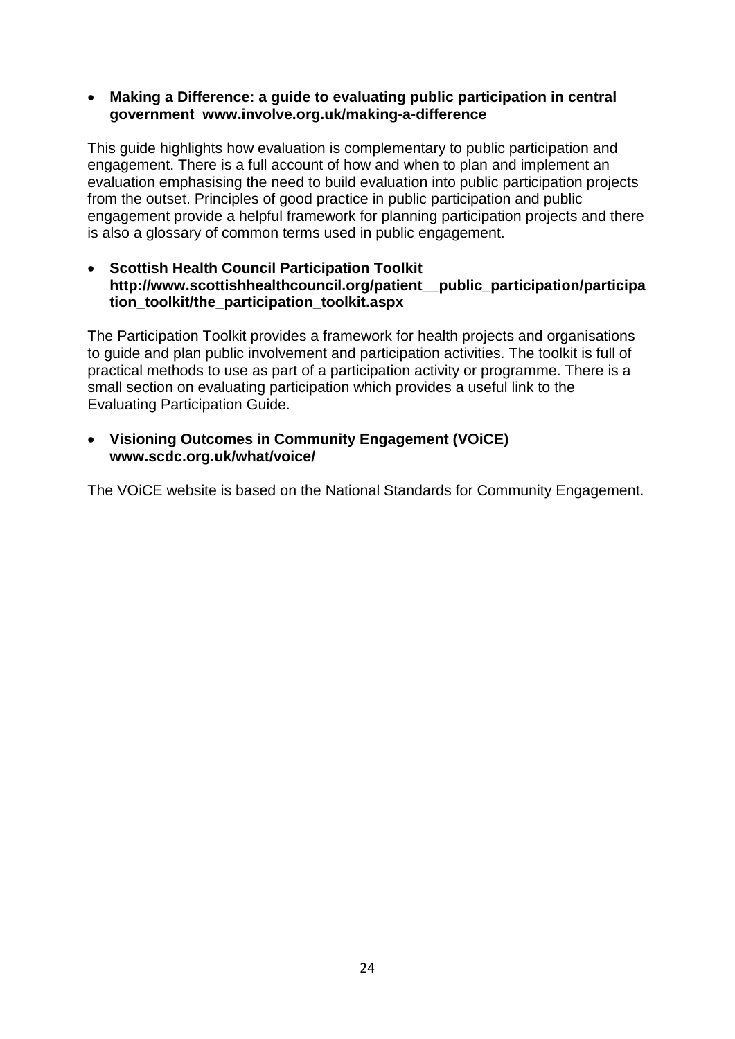- **Making a Difference: a guide to evaluating public participation in central government www.involve.org.uk/making-a-difference**

This guide highlights how evaluation is complementary to public participation and engagement. There is a full account of how and when to plan and implement an evaluation emphasising the need to build evaluation into public participation projects from the outset. Principles of good practice in public participation and public engagement provide a helpful framework for planning participation projects and there is also a glossary of common terms used in public engagement.

- **Scottish Health Council Participation Toolkit http://www.scottishhealthcouncil.org/patient__public_participation/participation_toolkit/the_participation_toolkit.aspx**

The Participation Toolkit provides a framework for health projects and organisations to guide and plan public involvement and participation activities. The toolkit is full of practical methods to use as part of a participation activity or programme. There is a small section on evaluating participation which provides a useful link to the Evaluating Participation Guide.

- **Visioning Outcomes in Community Engagement (VOiCE) www.scdc.org.uk/what/voice/**

The VOiCE website is based on the National Standards for Community Engagement.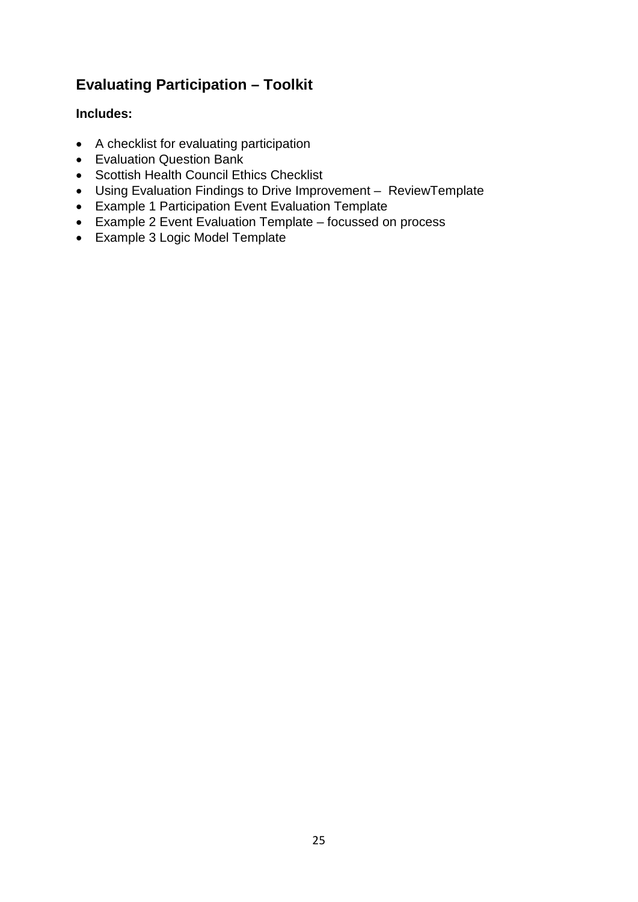## Evaluating Participation – Toolkit

**Includes:**

- A checklist for evaluating participation
- Evaluation Question Bank
- Scottish Health Council Ethics Checklist
- Using Evaluation Findings to Drive Improvement – ReviewTemplate
- Example 1 Participation Event Evaluation Template
- Example 2 Event Evaluation Template – focussed on process
- Example 3 Logic Model Template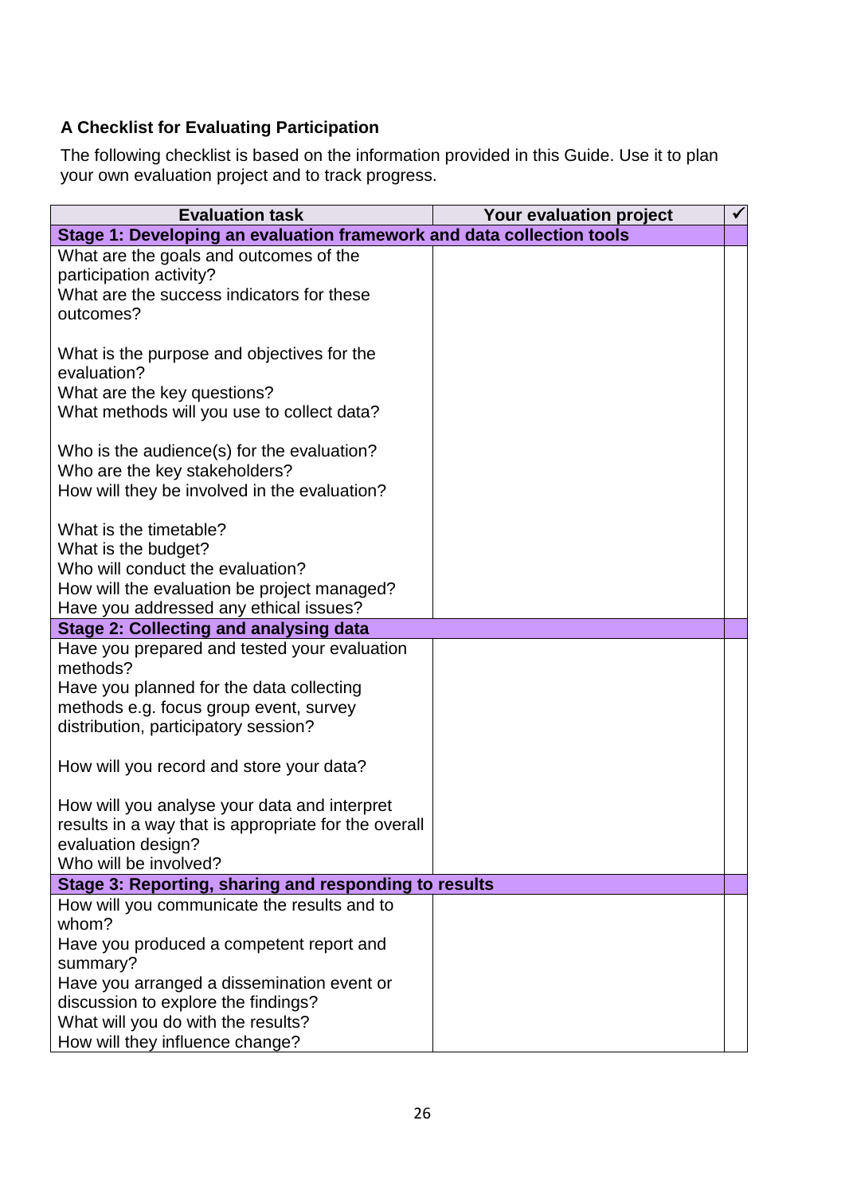### A Checklist for Evaluating Participation

The following checklist is based on the information provided in this Guide. Use it to plan your own evaluation project and to track progress.

| Evaluation task | Your evaluation project | ✓ |
|---|---|---|
| **Stage 1: Developing an evaluation framework and data collection tools** | | |
| What are the goals and outcomes of the participation activity?<br>What are the success indicators for these outcomes?<br><br>What is the purpose and objectives for the evaluation?<br>What are the key questions?<br>What methods will you use to collect data?<br><br>Who is the audience(s) for the evaluation?<br>Who are the key stakeholders?<br>How will they be involved in the evaluation?<br><br>What is the timetable?<br>What is the budget?<br>Who will conduct the evaluation?<br>How will the evaluation be project managed?<br>Have you addressed any ethical issues? | | |
| **Stage 2: Collecting and analysing data** | | |
| Have you prepared and tested your evaluation methods?<br>Have you planned for the data collecting methods e.g. focus group event, survey distribution, participatory session?<br><br>How will you record and store your data?<br><br>How will you analyse your data and interpret results in a way that is appropriate for the overall evaluation design?<br>Who will be involved? | | |
| **Stage 3: Reporting, sharing and responding to results** | | |
| How will you communicate the results and to whom?<br>Have you produced a competent report and summary?<br>Have you arranged a dissemination event or discussion to explore the findings?<br>What will you do with the results?<br>How will they influence change? | | |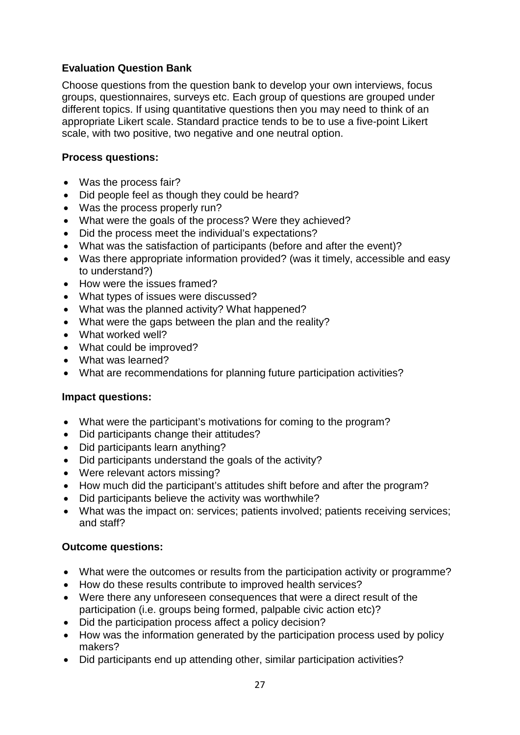**Evaluation Question Bank**

Choose questions from the question bank to develop your own interviews, focus groups, questionnaires, surveys etc. Each group of questions are grouped under different topics. If using quantitative questions then you may need to think of an appropriate Likert scale. Standard practice tends to be to use a five-point Likert scale, with two positive, two negative and one neutral option.

**Process questions:**

- Was the process fair?
- Did people feel as though they could be heard?
- Was the process properly run?
- What were the goals of the process? Were they achieved?
- Did the process meet the individual's expectations?
- What was the satisfaction of participants (before and after the event)?
- Was there appropriate information provided? (was it timely, accessible and easy to understand?)
- How were the issues framed?
- What types of issues were discussed?
- What was the planned activity? What happened?
- What were the gaps between the plan and the reality?
- What worked well?
- What could be improved?
- What was learned?
- What are recommendations for planning future participation activities?

**Impact questions:**

- What were the participant's motivations for coming to the program?
- Did participants change their attitudes?
- Did participants learn anything?
- Did participants understand the goals of the activity?
- Were relevant actors missing?
- How much did the participant's attitudes shift before and after the program?
- Did participants believe the activity was worthwhile?
- What was the impact on: services; patients involved; patients receiving services; and staff?

**Outcome questions:**

- What were the outcomes or results from the participation activity or programme?
- How do these results contribute to improved health services?
- Were there any unforeseen consequences that were a direct result of the participation (i.e. groups being formed, palpable civic action etc)?
- Did the participation process affect a policy decision?
- How was the information generated by the participation process used by policy makers?
- Did participants end up attending other, similar participation activities?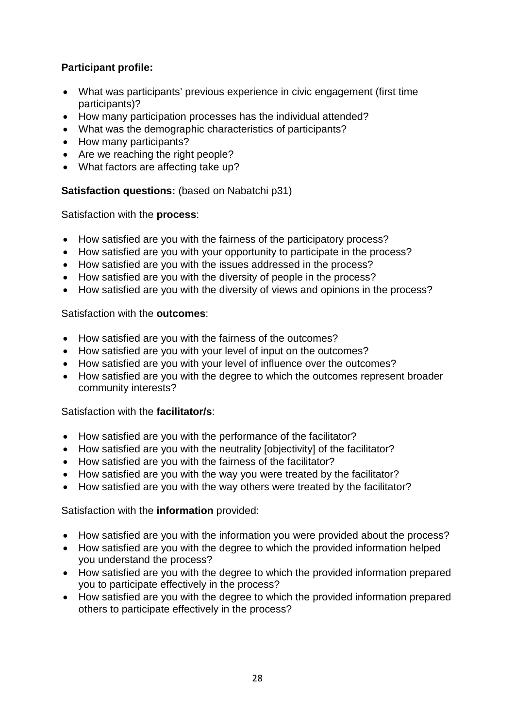**Participant profile:**

- What was participants' previous experience in civic engagement (first time participants)?
- How many participation processes has the individual attended?
- What was the demographic characteristics of participants?
- How many participants?
- Are we reaching the right people?
- What factors are affecting take up?

**Satisfaction questions:** (based on Nabatchi p31)

Satisfaction with the **process**:

- How satisfied are you with the fairness of the participatory process?
- How satisfied are you with your opportunity to participate in the process?
- How satisfied are you with the issues addressed in the process?
- How satisfied are you with the diversity of people in the process?
- How satisfied are you with the diversity of views and opinions in the process?

Satisfaction with the **outcomes**:

- How satisfied are you with the fairness of the outcomes?
- How satisfied are you with your level of input on the outcomes?
- How satisfied are you with your level of influence over the outcomes?
- How satisfied are you with the degree to which the outcomes represent broader community interests?

Satisfaction with the **facilitator/s**:

- How satisfied are you with the performance of the facilitator?
- How satisfied are you with the neutrality [objectivity] of the facilitator?
- How satisfied are you with the fairness of the facilitator?
- How satisfied are you with the way you were treated by the facilitator?
- How satisfied are you with the way others were treated by the facilitator?

Satisfaction with the **information** provided:

- How satisfied are you with the information you were provided about the process?
- How satisfied are you with the degree to which the provided information helped you understand the process?
- How satisfied are you with the degree to which the provided information prepared you to participate effectively in the process?
- How satisfied are you with the degree to which the provided information prepared others to participate effectively in the process?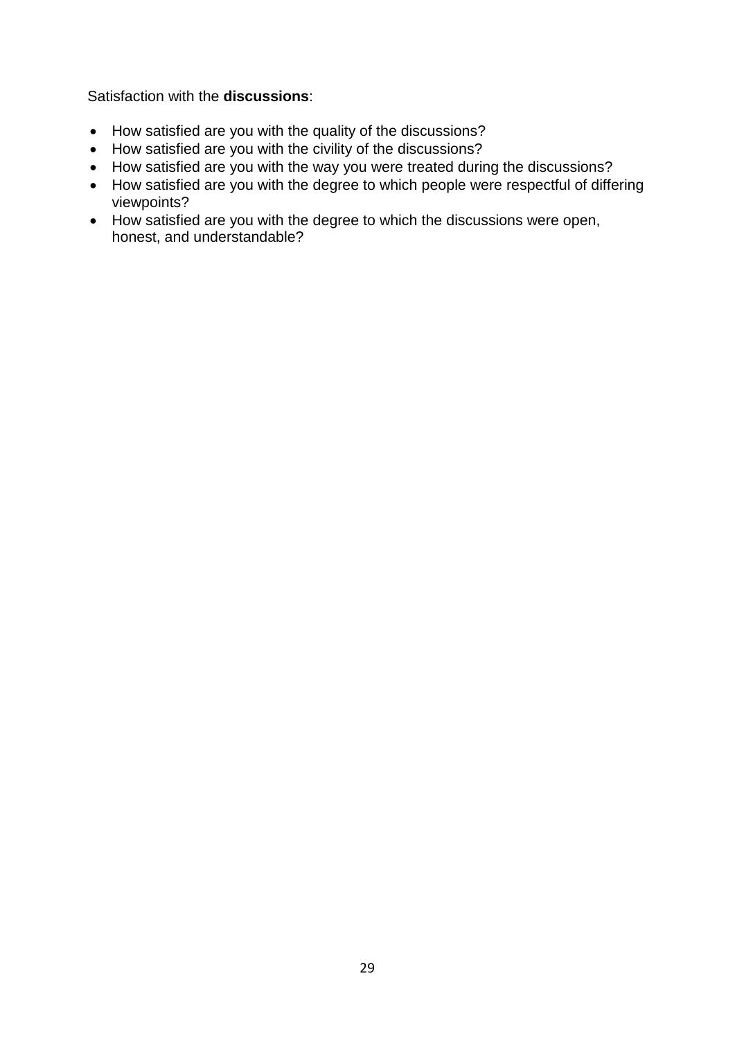Satisfaction with the **discussions**:

- How satisfied are you with the quality of the discussions?
- How satisfied are you with the civility of the discussions?
- How satisfied are you with the way you were treated during the discussions?
- How satisfied are you with the degree to which people were respectful of differing viewpoints?
- How satisfied are you with the degree to which the discussions were open, honest, and understandable?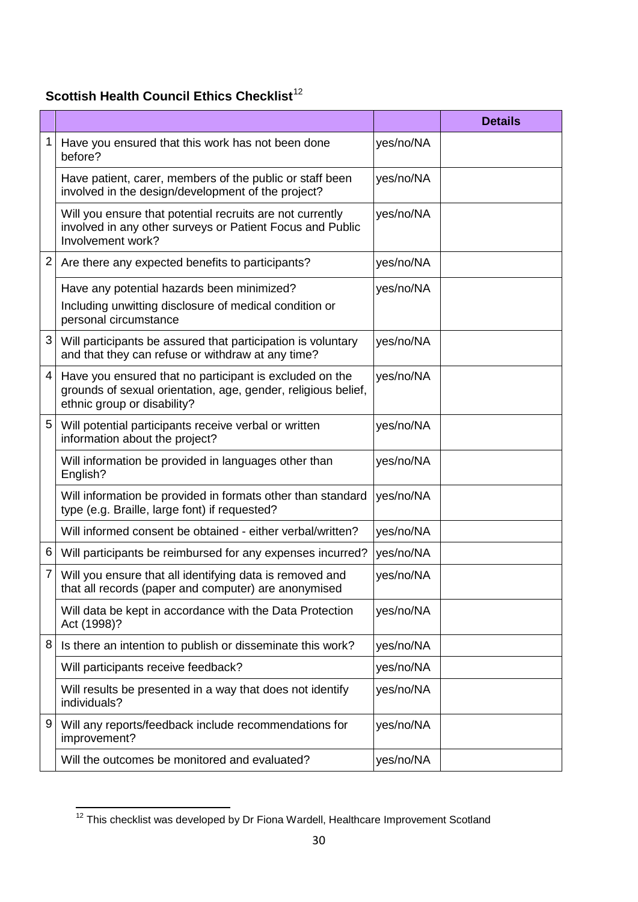**Scottish Health Council Ethics Checklist**[12]

| | | | Details |
|---|---|---|---|
| 1 | Have you ensured that this work has not been done before? | yes/no/NA | |
| | Have patient, carer, members of the public or staff been involved in the design/development of the project? | yes/no/NA | |
| | Will you ensure that potential recruits are not currently involved in any other surveys or Patient Focus and Public Involvement work? | yes/no/NA | |
| 2 | Are there any expected benefits to participants? | yes/no/NA | |
| | Have any potential hazards been minimized?<br>Including unwitting disclosure of medical condition or personal circumstance | yes/no/NA | |
| 3 | Will participants be assured that participation is voluntary and that they can refuse or withdraw at any time? | yes/no/NA | |
| 4 | Have you ensured that no participant is excluded on the grounds of sexual orientation, age, gender, religious belief, ethnic group or disability? | yes/no/NA | |
| 5 | Will potential participants receive verbal or written information about the project? | yes/no/NA | |
| | Will information be provided in languages other than English? | yes/no/NA | |
| | Will information be provided in formats other than standard type (e.g. Braille, large font) if requested? | yes/no/NA | |
| | Will informed consent be obtained - either verbal/written? | yes/no/NA | |
| 6 | Will participants be reimbursed for any expenses incurred? | yes/no/NA | |
| 7 | Will you ensure that all identifying data is removed and that all records (paper and computer) are anonymised | yes/no/NA | |
| | Will data be kept in accordance with the Data Protection Act (1998)? | yes/no/NA | |
| 8 | Is there an intention to publish or disseminate this work? | yes/no/NA | |
| | Will participants receive feedback? | yes/no/NA | |
| | Will results be presented in a way that does not identify individuals? | yes/no/NA | |
| 9 | Will any reports/feedback include recommendations for improvement? | yes/no/NA | |
| | Will the outcomes be monitored and evaluated? | yes/no/NA | |

[12] This checklist was developed by Dr Fiona Wardell, Healthcare Improvement Scotland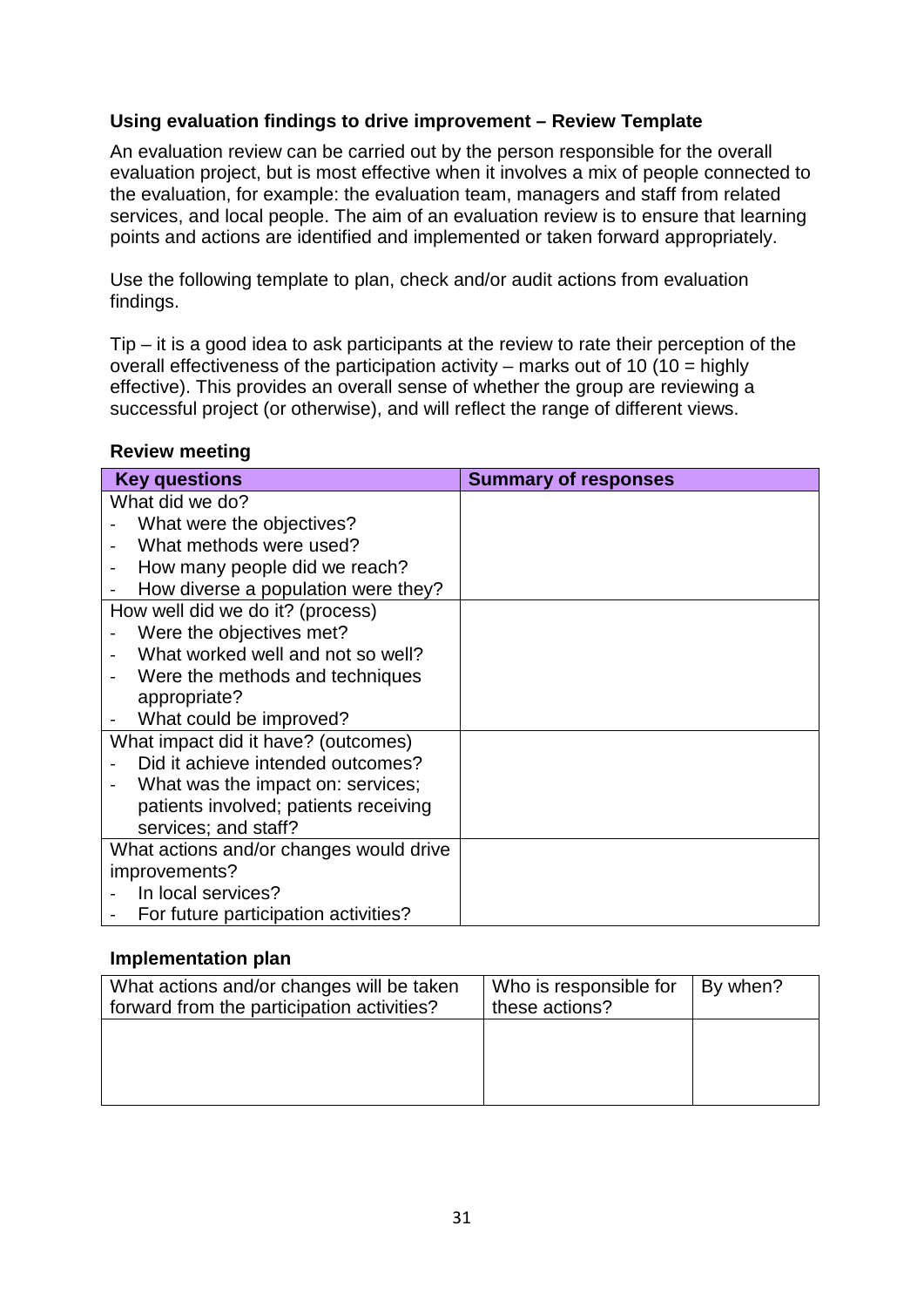### Using evaluation findings to drive improvement – Review Template

An evaluation review can be carried out by the person responsible for the overall evaluation project, but is most effective when it involves a mix of people connected to the evaluation, for example: the evaluation team, managers and staff from related services, and local people. The aim of an evaluation review is to ensure that learning points and actions are identified and implemented or taken forward appropriately.

Use the following template to plan, check and/or audit actions from evaluation findings.

Tip – it is a good idea to ask participants at the review to rate their perception of the overall effectiveness of the participation activity – marks out of 10 (10 = highly effective). This provides an overall sense of whether the group are reviewing a successful project (or otherwise), and will reflect the range of different views.

#### Review meeting

| Key questions | Summary of responses |
|---|---|
| What did we do?<br>- What were the objectives?<br>- What methods were used?<br>- How many people did we reach?<br>- How diverse a population were they? | |
| How well did we do it? (process)<br>- Were the objectives met?<br>- What worked well and not so well?<br>- Were the methods and techniques appropriate?<br>- What could be improved? | |
| What impact did it have? (outcomes)<br>- Did it achieve intended outcomes?<br>- What was the impact on: services; patients involved; patients receiving services; and staff? | |
| What actions and/or changes would drive improvements?<br>- In local services?<br>- For future participation activities? | |

#### Implementation plan

| What actions and/or changes will be taken forward from the participation activities? | Who is responsible for these actions? | By when? |
|---|---|---|
| | | |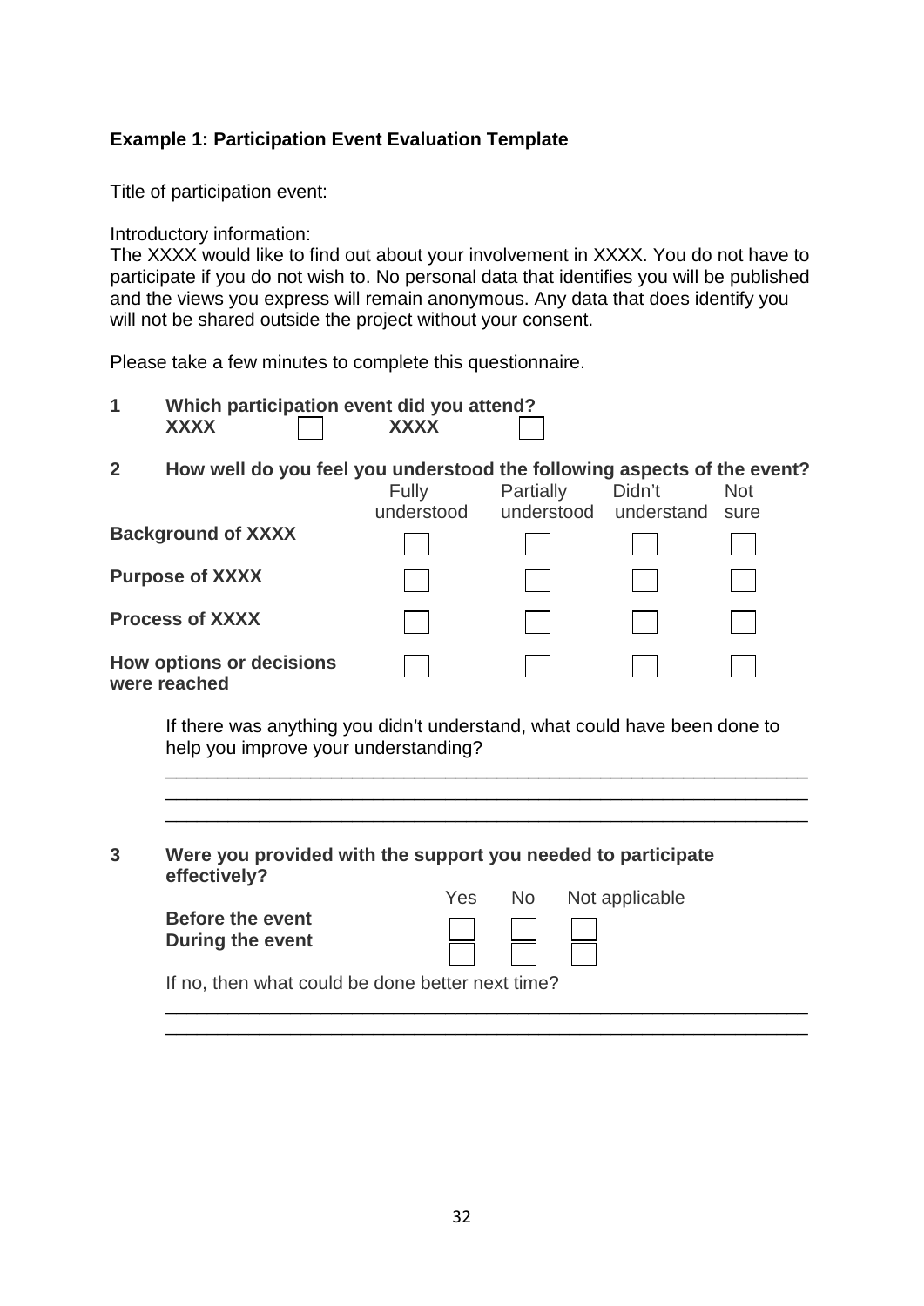**Example 1: Participation Event Evaluation Template**

Title of participation event:

Introductory information:
The XXXX would like to find out about your involvement in XXXX. You do not have to participate if you do not wish to. No personal data that identifies you will be published and the views you express will remain anonymous. Any data that does identify you will not be shared outside the project without your consent.

Please take a few minutes to complete this questionnaire.

**1 Which participation event did you attend?**

**XXXX** ☐ **XXXX** ☐

**2 How well do you feel you understood the following aspects of the event?**

| | Fully understood | Partially understood | Didn't understand | Not sure |
|---|---|---|---|---|
| **Background of XXXX** | ☐ | ☐ | ☐ | ☐ |
| **Purpose of XXXX** | ☐ | ☐ | ☐ | ☐ |
| **Process of XXXX** | ☐ | ☐ | ☐ | ☐ |
| **How options or decisions were reached** | ☐ | ☐ | ☐ | ☐ |

If there was anything you didn't understand, what could have been done to help you improve your understanding?

\_\_\_\_\_\_\_\_\_\_\_\_\_\_\_\_\_\_\_\_\_\_\_\_\_\_\_\_\_\_\_\_\_\_\_\_\_\_\_\_\_\_\_\_\_\_\_\_\_\_\_\_\_\_\_\_\_\_\_\_
\_\_\_\_\_\_\_\_\_\_\_\_\_\_\_\_\_\_\_\_\_\_\_\_\_\_\_\_\_\_\_\_\_\_\_\_\_\_\_\_\_\_\_\_\_\_\_\_\_\_\_\_\_\_\_\_\_\_\_\_
\_\_\_\_\_\_\_\_\_\_\_\_\_\_\_\_\_\_\_\_\_\_\_\_\_\_\_\_\_\_\_\_\_\_\_\_\_\_\_\_\_\_\_\_\_\_\_\_\_\_\_\_\_\_\_\_\_\_\_\_

**3 Were you provided with the support you needed to participate effectively?**

| | Yes | No | Not applicable |
|---|---|---|---|
| **Before the event** | ☐ | ☐ | ☐ |
| **During the event** | ☐ | ☐ | ☐ |

If no, then what could be done better next time?

\_\_\_\_\_\_\_\_\_\_\_\_\_\_\_\_\_\_\_\_\_\_\_\_\_\_\_\_\_\_\_\_\_\_\_\_\_\_\_\_\_\_\_\_\_\_\_\_\_\_\_\_\_\_\_\_\_\_\_\_
\_\_\_\_\_\_\_\_\_\_\_\_\_\_\_\_\_\_\_\_\_\_\_\_\_\_\_\_\_\_\_\_\_\_\_\_\_\_\_\_\_\_\_\_\_\_\_\_\_\_\_\_\_\_\_\_\_\_\_\_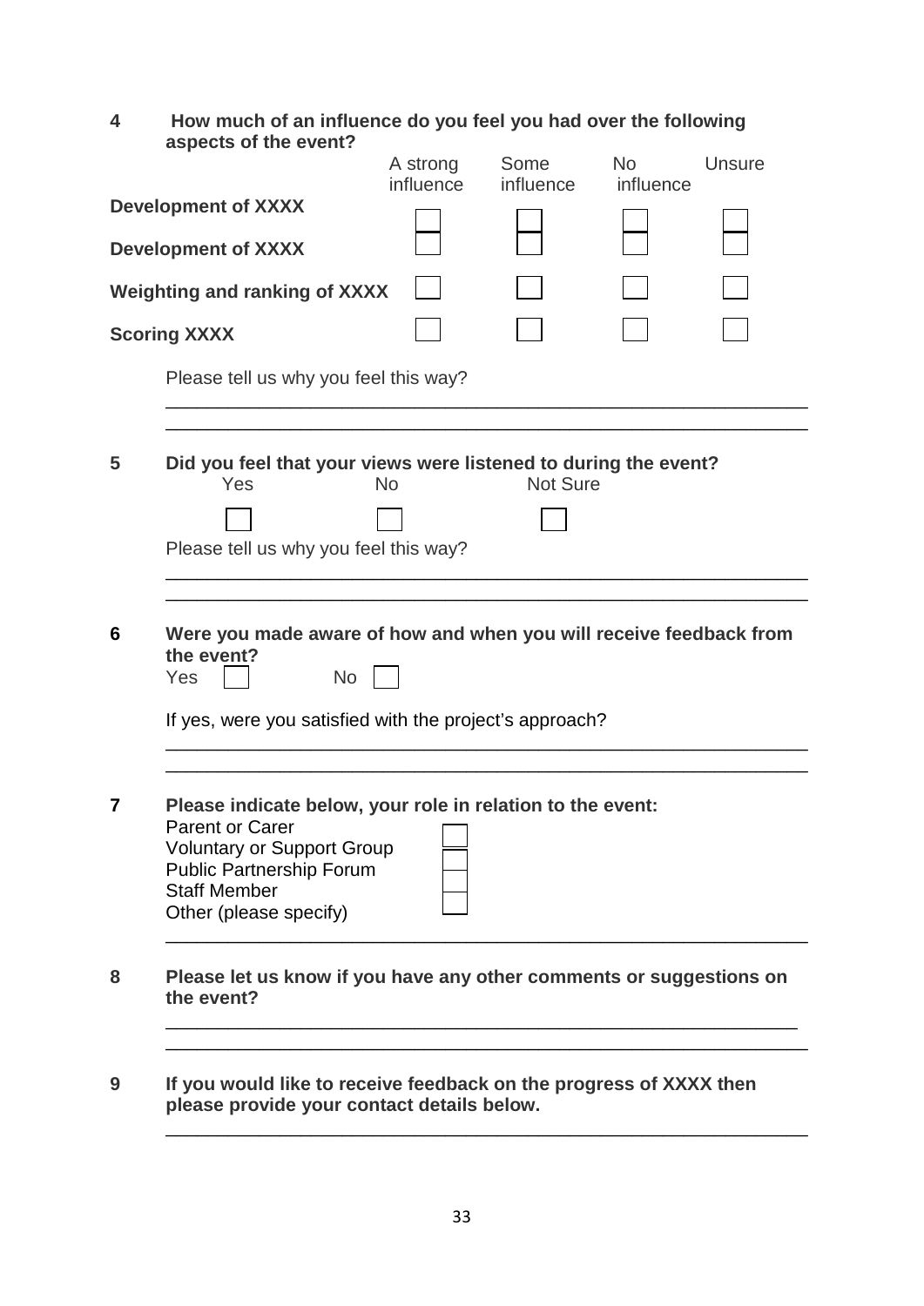**4 How much of an influence do you feel you had over the following aspects of the event?**

| | A strong influence | Some influence | No influence | Unsure |
|---|---|---|---|---|
| **Development of XXXX** | ☐ | ☐ | ☐ | ☐ |
| **Development of XXXX** | ☐ | ☐ | ☐ | ☐ |
| **Weighting and ranking of XXXX** | ☐ | ☐ | ☐ | ☐ |
| **Scoring XXXX** | ☐ | ☐ | ☐ | ☐ |

Please tell us why you feel this way?

______________________________________________________________

______________________________________________________________

**5 Did you feel that your views were listened to during the event?**

Yes ☐ No ☐ Not Sure ☐

Please tell us why you feel this way?

______________________________________________________________

______________________________________________________________

**6 Were you made aware of how and when you will receive feedback from the event?**

Yes ☐ No ☐

If yes, were you satisfied with the project's approach?

______________________________________________________________

______________________________________________________________

**7 Please indicate below, your role in relation to the event:**

Parent or Carer ☐
Voluntary or Support Group ☐
Public Partnership Forum ☐
Staff Member ☐
Other (please specify)

______________________________________________________________

**8 Please let us know if you have any other comments or suggestions on the event?**

______________________________________________________________

______________________________________________________________

**9 If you would like to receive feedback on the progress of XXXX then please provide your contact details below.**

______________________________________________________________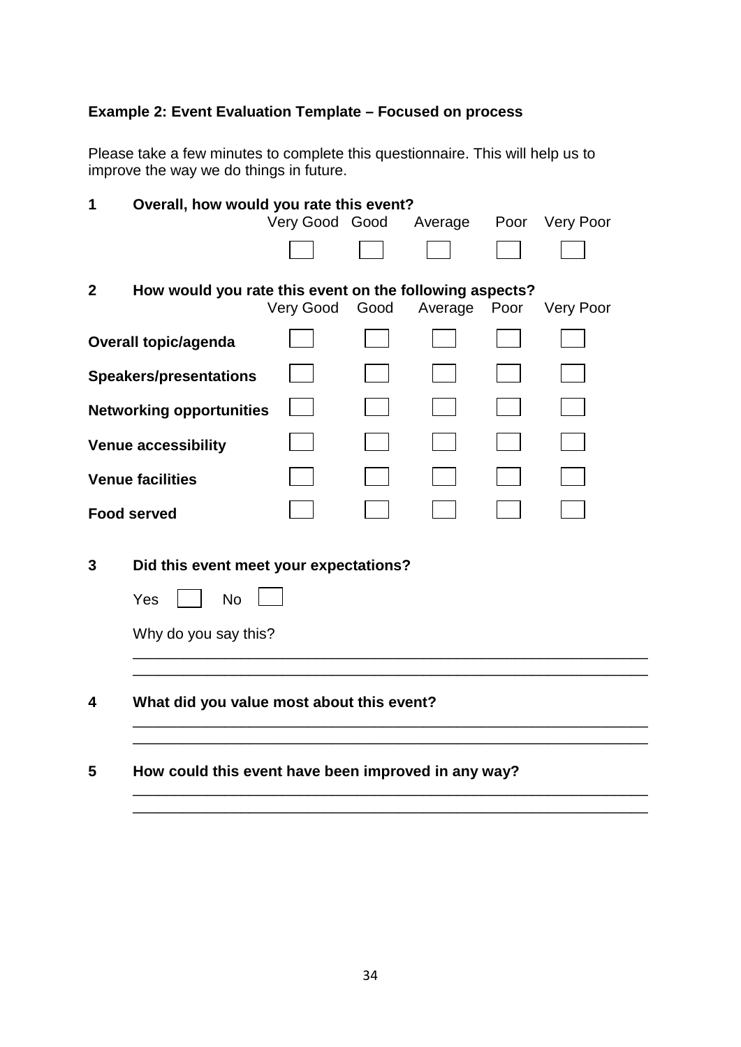**Example 2: Event Evaluation Template – Focused on process**

Please take a few minutes to complete this questionnaire. This will help us to improve the way we do things in future.

**1 Overall, how would you rate this event?**

| Very Good | Good | Average | Poor | Very Poor |
|---|---|---|---|---|
| ☐ | ☐ | ☐ | ☐ | ☐ |

**2 How would you rate this event on the following aspects?**

| | Very Good | Good | Average | Poor | Very Poor |
|---|---|---|---|---|---|
| **Overall topic/agenda** | ☐ | ☐ | ☐ | ☐ | ☐ |
| **Speakers/presentations** | ☐ | ☐ | ☐ | ☐ | ☐ |
| **Networking opportunities** | ☐ | ☐ | ☐ | ☐ | ☐ |
| **Venue accessibility** | ☐ | ☐ | ☐ | ☐ | ☐ |
| **Venue facilities** | ☐ | ☐ | ☐ | ☐ | ☐ |
| **Food served** | ☐ | ☐ | ☐ | ☐ | ☐ |

**3 Did this event meet your expectations?**

Yes ☐ No ☐

Why do you say this?

\_\_\_\_\_\_\_\_\_\_\_\_\_\_\_\_\_\_\_\_\_\_\_\_\_\_\_\_\_\_\_\_\_\_\_\_\_\_\_\_\_\_\_\_\_\_\_\_\_\_\_\_\_\_\_\_\_\_\_\_

\_\_\_\_\_\_\_\_\_\_\_\_\_\_\_\_\_\_\_\_\_\_\_\_\_\_\_\_\_\_\_\_\_\_\_\_\_\_\_\_\_\_\_\_\_\_\_\_\_\_\_\_\_\_\_\_\_\_\_\_

**4 What did you value most about this event?**

\_\_\_\_\_\_\_\_\_\_\_\_\_\_\_\_\_\_\_\_\_\_\_\_\_\_\_\_\_\_\_\_\_\_\_\_\_\_\_\_\_\_\_\_\_\_\_\_\_\_\_\_\_\_\_\_\_\_\_\_

\_\_\_\_\_\_\_\_\_\_\_\_\_\_\_\_\_\_\_\_\_\_\_\_\_\_\_\_\_\_\_\_\_\_\_\_\_\_\_\_\_\_\_\_\_\_\_\_\_\_\_\_\_\_\_\_\_\_\_\_

**5 How could this event have been improved in any way?**

\_\_\_\_\_\_\_\_\_\_\_\_\_\_\_\_\_\_\_\_\_\_\_\_\_\_\_\_\_\_\_\_\_\_\_\_\_\_\_\_\_\_\_\_\_\_\_\_\_\_\_\_\_\_\_\_\_\_\_\_

\_\_\_\_\_\_\_\_\_\_\_\_\_\_\_\_\_\_\_\_\_\_\_\_\_\_\_\_\_\_\_\_\_\_\_\_\_\_\_\_\_\_\_\_\_\_\_\_\_\_\_\_\_\_\_\_\_\_\_\_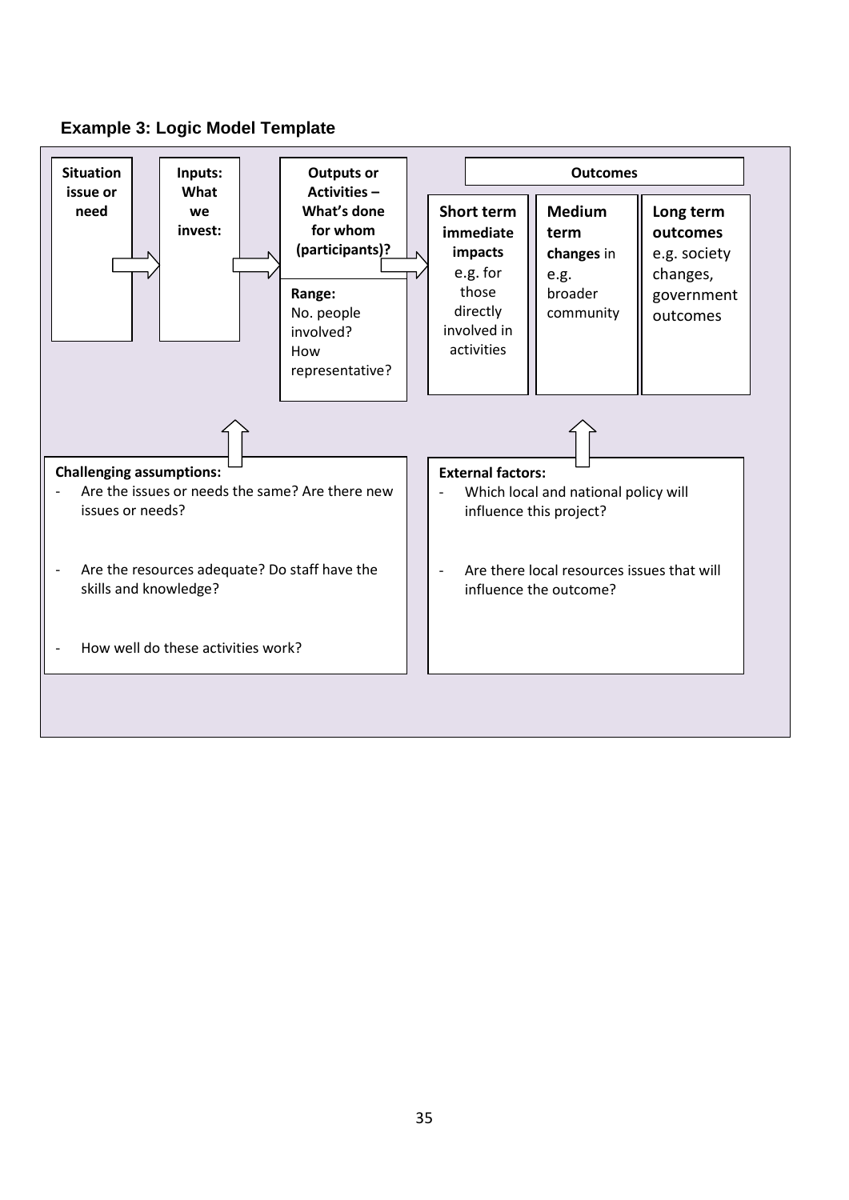### Example 3: Logic Model Template

**Situation issue or need**

**Inputs: What we invest:**

**Outputs or Activities – What's done for whom (participants)?**

**Range:**
No. people involved?
How representative?

**Outcomes**

**Short term immediate impacts** e.g. for those directly involved in activities

**Medium term changes** in e.g. broader community

**Long term outcomes** e.g. society changes, government outcomes

**Challenging assumptions:**

- Are the issues or needs the same? Are there new issues or needs?
- Are the resources adequate? Do staff have the skills and knowledge?
- How well do these activities work?

**External factors:**

- Which local and national policy will influence this project?
- Are there local resources issues that will influence the outcome?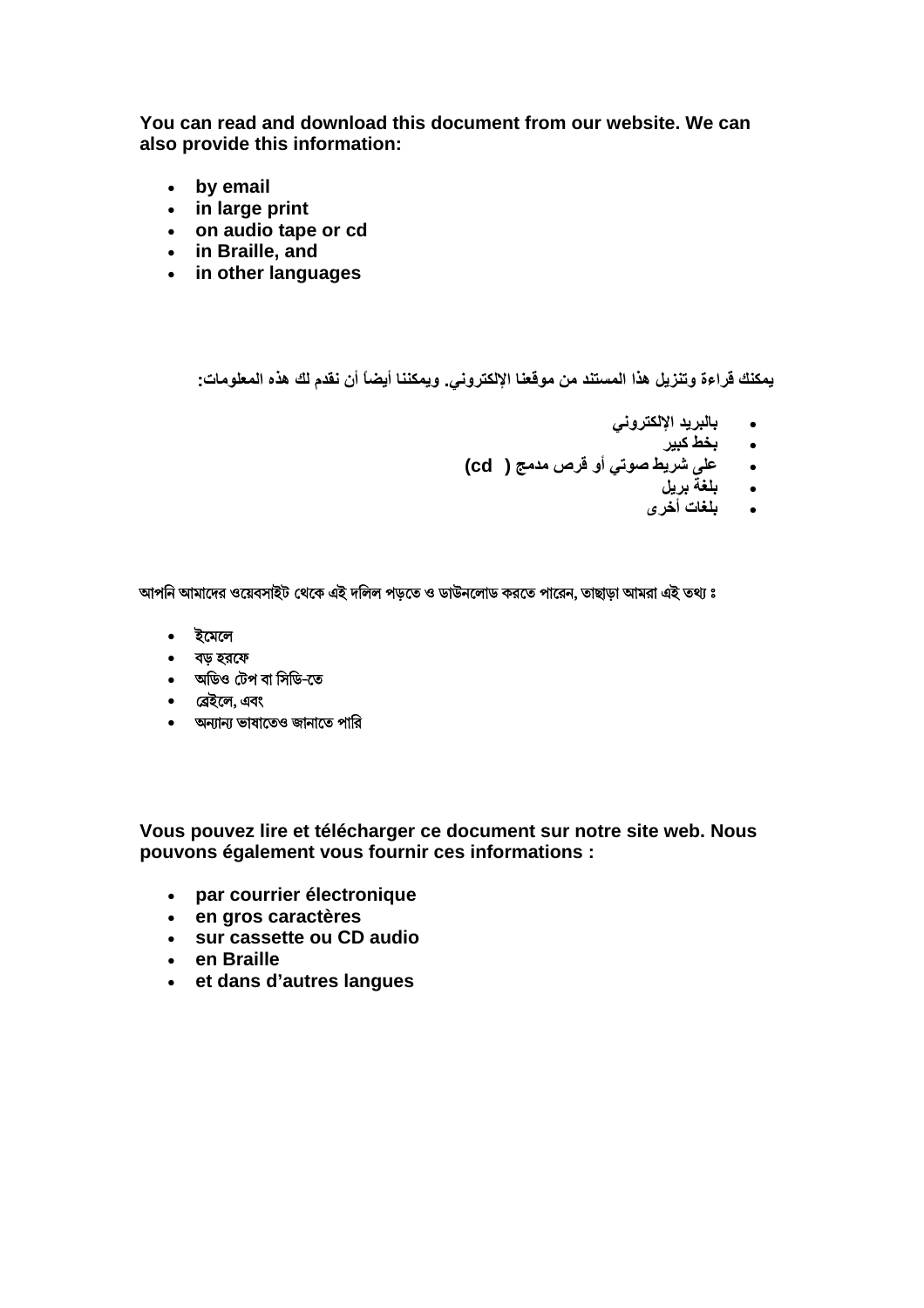**You can read and download this document from our website. We can also provide this information:**

- **by email**
- **in large print**
- **on audio tape or cd**
- **in Braille, and**
- **in other languages**

**يمكنك قراءة وتنزيل هذا المستند من موقعنا الإلكتروني. ويمكننا أيضاً أن نقدم لك هذه المعلومات:**

- **بالبريد الإلكتروني**
- **بخط كبير**
- **على شريط صوتي أو قرص مدمج ( cd)**
- **بلغة بريل**
- **بلغات أخرى**

আপনি আমাদের ওয়েবসাইট থেকে এই দলিল পড়তে ও ডাউনলোড করতে পারেন, তাছাড়া আমরা এই তথ্য ঃ

- ইমেলে
- বড় হরফে
- অডিও টেপ বা সিডি-তে
- ব্রেইলে, এবং
- অন্যান্য ভাষাতেও জানাতে পারি

**Vous pouvez lire et télécharger ce document sur notre site web. Nous pouvons également vous fournir ces informations :**

- **par courrier électronique**
- **en gros caractères**
- **sur cassette ou CD audio**
- **en Braille**
- **et dans d'autres langues**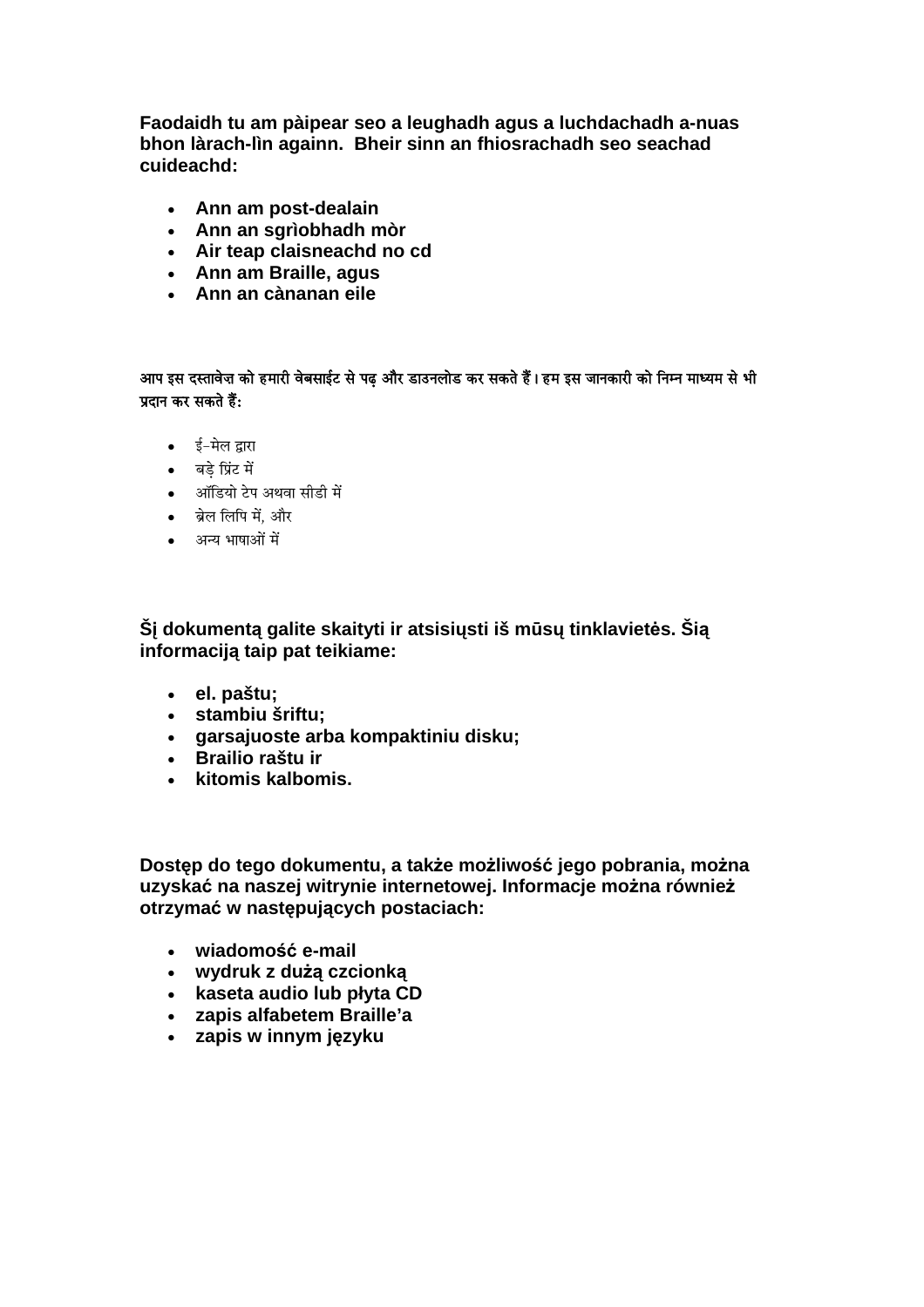**Faodaidh tu am pàipear seo a leughadh agus a luchdachadh a-nuas bhon làrach-lìn againn.  Bheir sinn an fhiosrachadh seo seachad cuideachd:**

- **Ann am post-dealain**
- **Ann an sgrìobhadh mòr**
- **Air teap claisneachd no cd**
- **Ann am Braille, agus**
- **Ann an cànanan eile**

**आप इस दस्तावेज़ को हमारी वेबसाईट से पढ़ और डाउनलोड कर सकते हैं। हम इस जानकारी को निम्न माध्यम से भी प्रदान कर सकते हैं:**

- ई-मेल द्वारा
- बड़े प्रिंट में
- ऑडियो टेप अथवा सीडी में
- ब्रेल लिपि में, और
- अन्य भाषाओं में

**Šį dokumentą galite skaityti ir atsisiųsti iš mūsų tinklavietės. Šią informaciją taip pat teikiame:**

- **el. paštu;**
- **stambiu šriftu;**
- **garsajuoste arba kompaktiniu disku;**
- **Brailio raštu ir**
- **kitomis kalbomis.**

**Dostęp do tego dokumentu, a także możliwość jego pobrania, można uzyskać na naszej witrynie internetowej. Informacje można również otrzymać w następujących postaciach:**

- **wiadomość e-mail**
- **wydruk z dużą czcionką**
- **kaseta audio lub płyta CD**
- **zapis alfabetem Braille'a**
- **zapis w innym języku**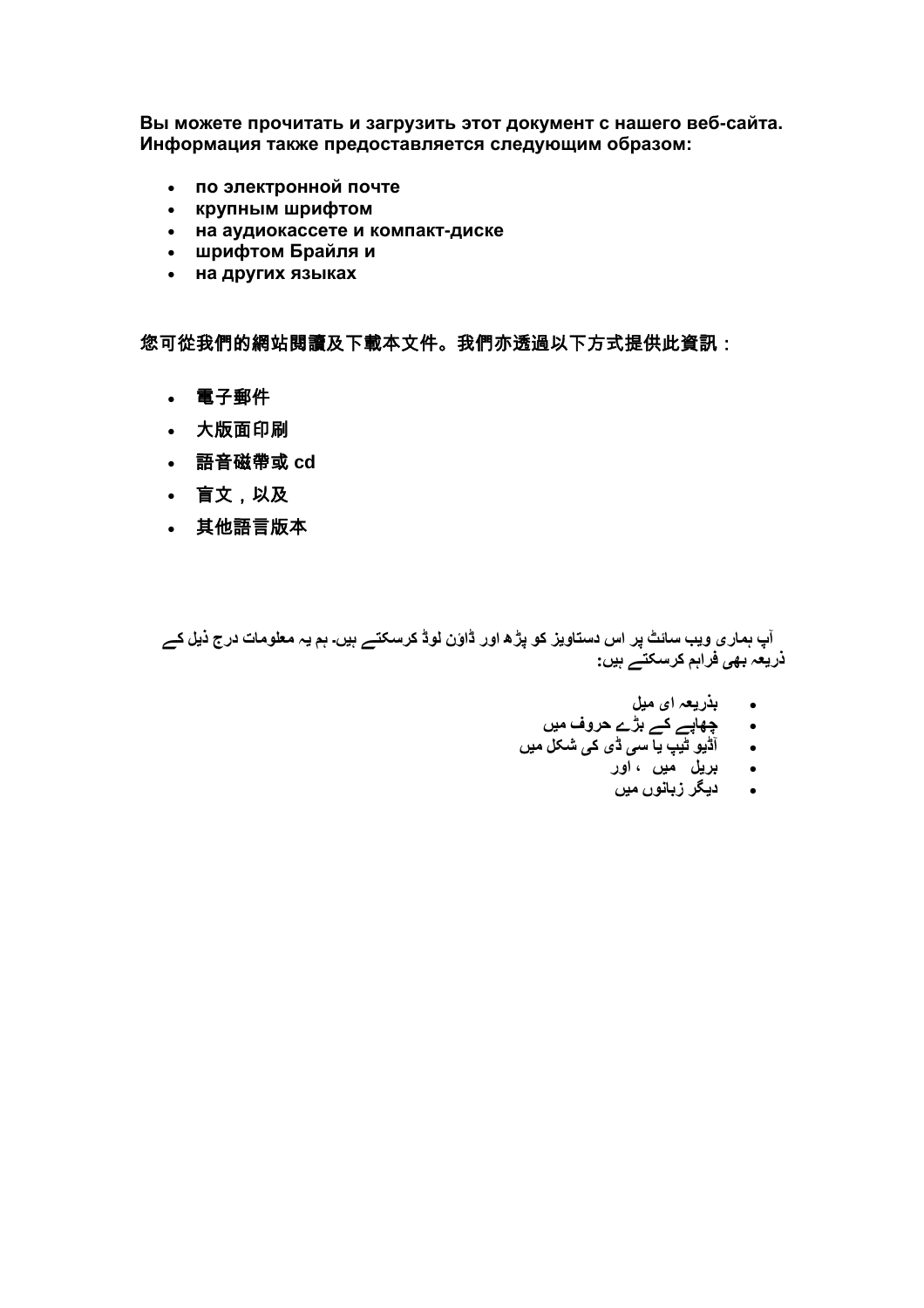**Вы можете прочитать и загрузить этот документ с нашего веб-сайта. Информация также предоставляется следующим образом:**

- **по электронной почте**
- **крупным шрифтом**
- **на аудиокассете и компакт-диске**
- **шрифтом Брайля и**
- **на других языках**

**您可從我們的網站閱讀及下載本文件。我們亦透過以下方式提供此資訊：**

- **電子郵件**
- **大版面印刷**
- **語音磁帶或 cd**
- **盲文，以及**
- **其他語言版本**

**آپ ہماری ویب سائٹ پر اس دستاویز کو پڑھ اور ڈاؤن لوڈ کرسکتے ہیں۔ ہم یہ معلومات درج ذیل کے ذریعہ بھی فراہم کرسکتے ہیں:**

- **بذریعہ ای میل**
- **چھاپے کے بڑے حروف میں**
- **آڈیو ٹیپ یا سی ڈی کی شکل میں**
- **بریل میں ، اور**
- **دیگر زبانوں میں**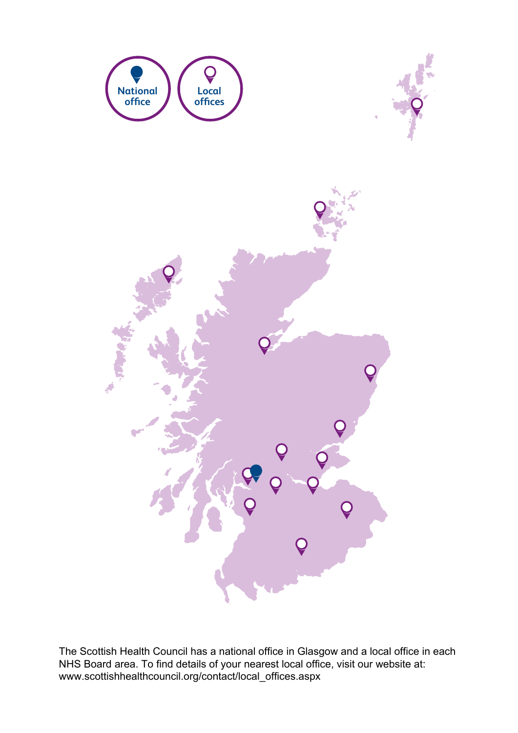National office

Local offices

The Scottish Health Council has a national office in Glasgow and a local office in each NHS Board area. To find details of your nearest local office, visit our website at: www.scottishhealthcouncil.org/contact/local_offices.aspx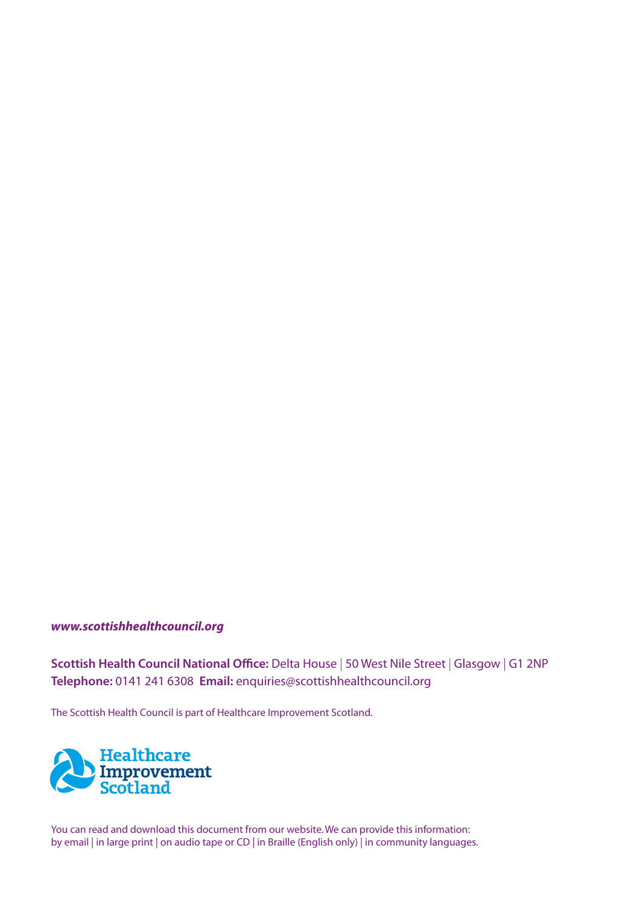***www.scottishhealthcouncil.org***

**Scottish Health Council National Office:** Delta House | 50 West Nile Street | Glasgow | G1 2NP
**Telephone:** 0141 241 6308 **Email:** enquiries@scottishhealthcouncil.org

The Scottish Health Council is part of Healthcare Improvement Scotland.

Healthcare Improvement Scotland

You can read and download this document from our website. We can provide this information:
by email | in large print | on audio tape or CD | in Braille (English only) | in community languages.